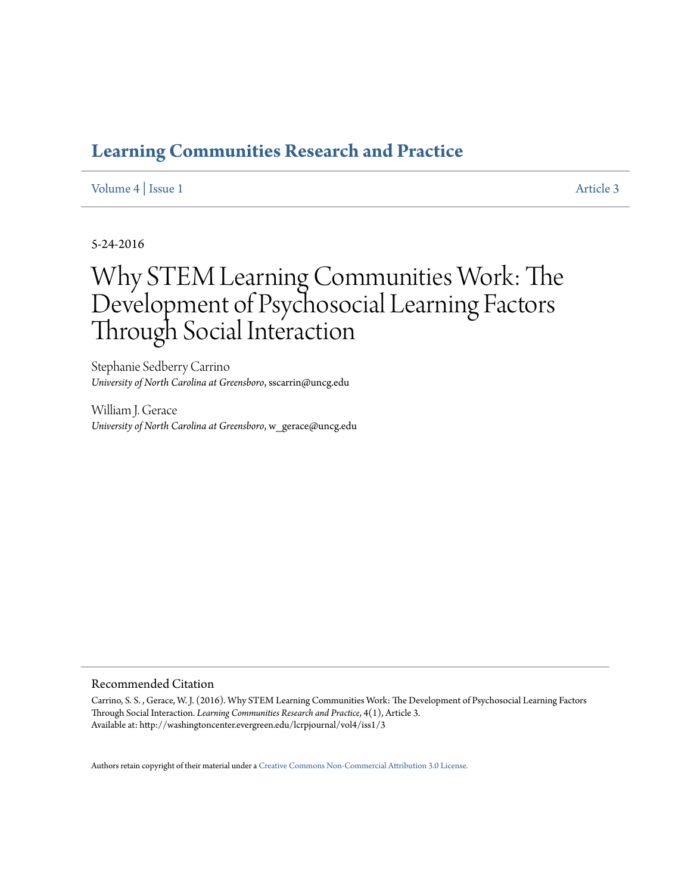# Learning Communities Research and Practice

Volume 4 | Issue 1 Article 3

5-24-2016

# Why STEM Learning Communities Work: The Development of Psychosocial Learning Factors Through Social Interaction

Stephanie Sedberry Carrino
*University of North Carolina at Greensboro*, sscarrin@uncg.edu

William J. Gerace
*University of North Carolina at Greensboro*, w_gerace@uncg.edu

## Recommended Citation

Carrino, S. S. , Gerace, W. J. (2016). Why STEM Learning Communities Work: The Development of Psychosocial Learning Factors Through Social Interaction. *Learning Communities Research and Practice*, 4(1), Article 3.
Available at: http://washingtoncenter.evergreen.edu/lcrpjournal/vol4/iss1/3

Authors retain copyright of their material under a Creative Commons Non-Commercial Attribution 3.0 License.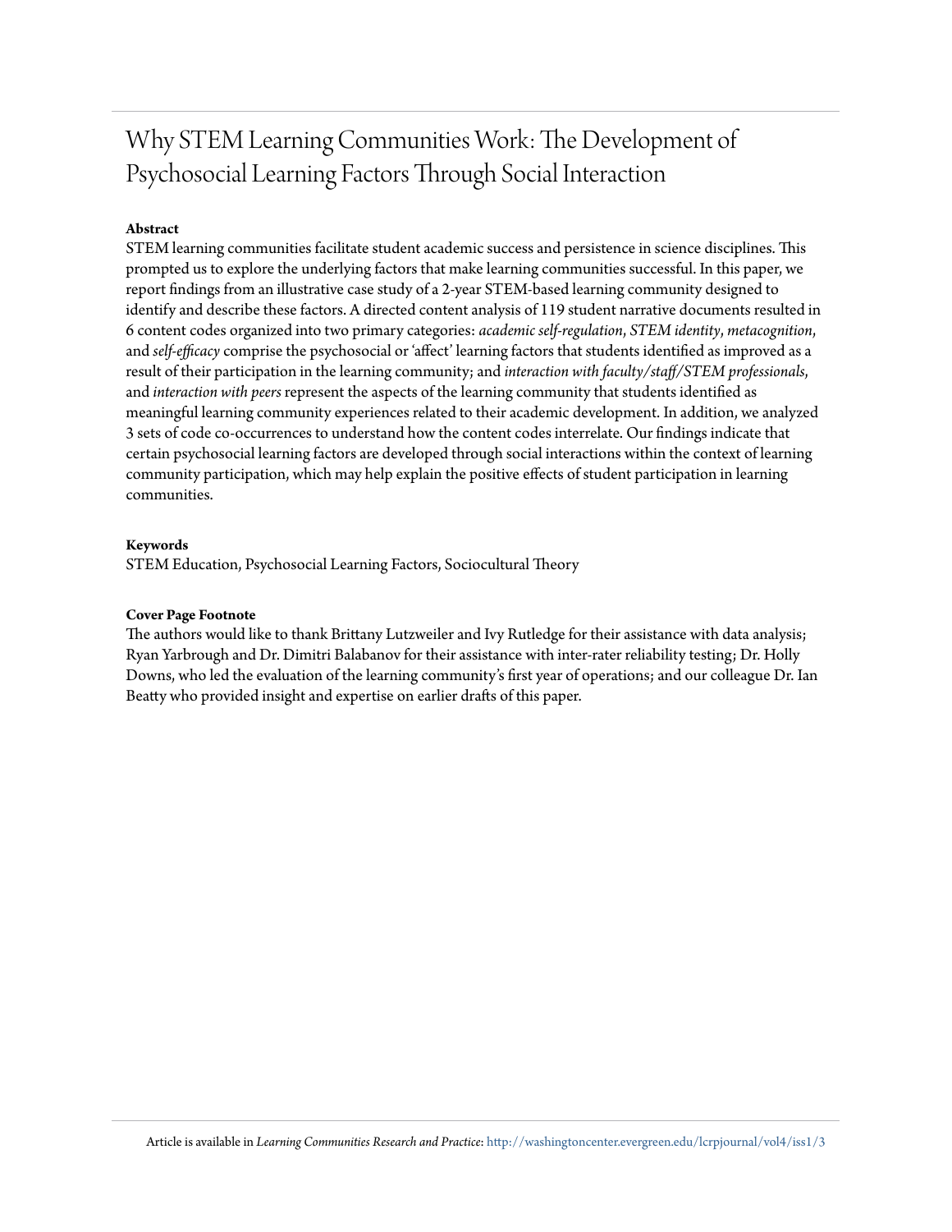# Why STEM Learning Communities Work: The Development of Psychosocial Learning Factors Through Social Interaction

**Abstract**

STEM learning communities facilitate student academic success and persistence in science disciplines. This prompted us to explore the underlying factors that make learning communities successful. In this paper, we report findings from an illustrative case study of a 2-year STEM-based learning community designed to identify and describe these factors. A directed content analysis of 119 student narrative documents resulted in 6 content codes organized into two primary categories: *academic self-regulation*, *STEM identity*, *metacognition*, and *self-efficacy* comprise the psychosocial or 'affect' learning factors that students identified as improved as a result of their participation in the learning community; and *interaction with faculty/staff/STEM professionals*, and *interaction with peers* represent the aspects of the learning community that students identified as meaningful learning community experiences related to their academic development. In addition, we analyzed 3 sets of code co-occurrences to understand how the content codes interrelate. Our findings indicate that certain psychosocial learning factors are developed through social interactions within the context of learning community participation, which may help explain the positive effects of student participation in learning communities.

**Keywords**

STEM Education, Psychosocial Learning Factors, Sociocultural Theory

**Cover Page Footnote**

The authors would like to thank Brittany Lutzweiler and Ivy Rutledge for their assistance with data analysis; Ryan Yarbrough and Dr. Dimitri Balabanov for their assistance with inter-rater reliability testing; Dr. Holly Downs, who led the evaluation of the learning community's first year of operations; and our colleague Dr. Ian Beatty who provided insight and expertise on earlier drafts of this paper.

Article is available in *Learning Communities Research and Practice*: http://washingtoncenter.evergreen.edu/lcrpjournal/vol4/iss1/3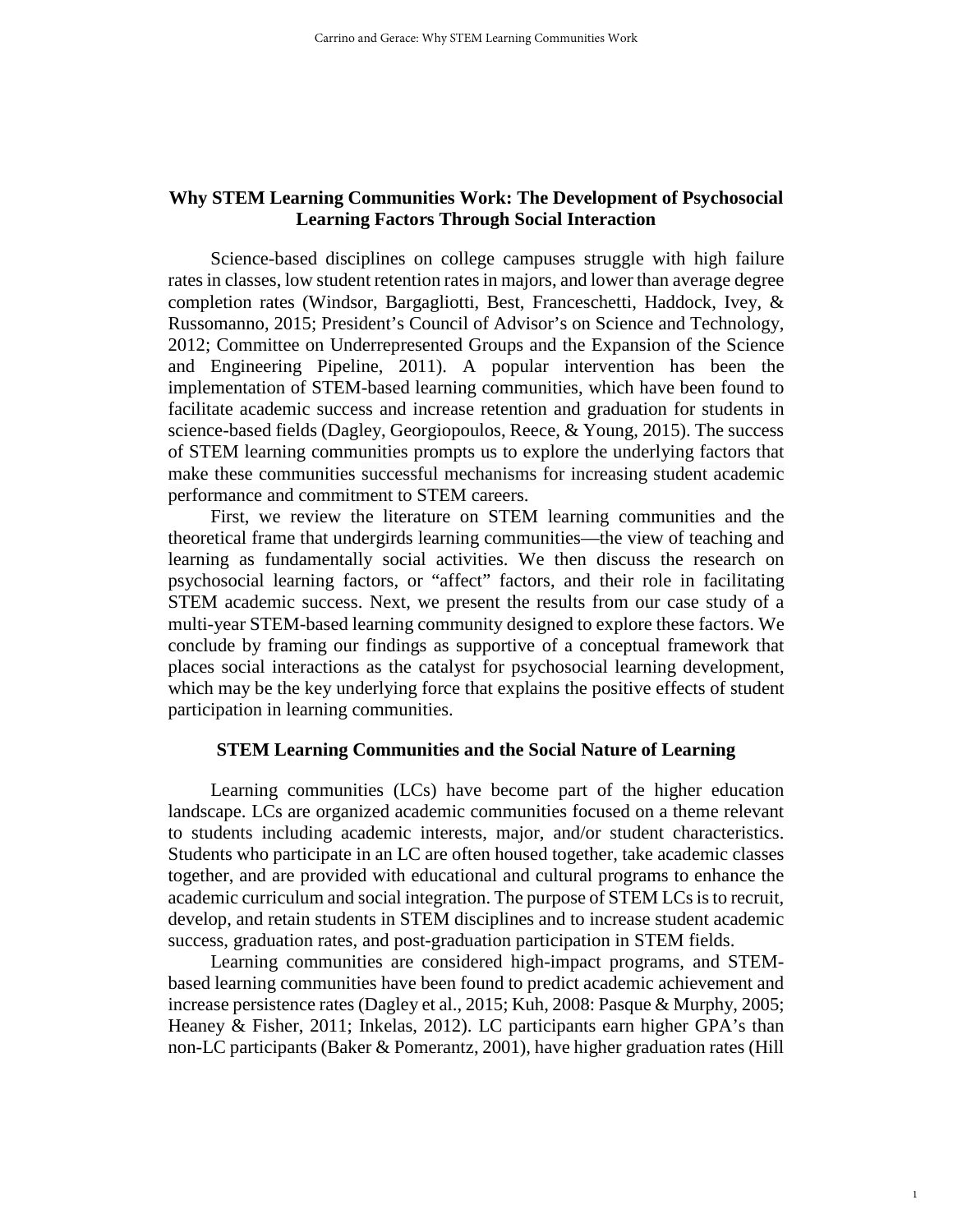## Why STEM Learning Communities Work: The Development of Psychosocial Learning Factors Through Social Interaction

Science-based disciplines on college campuses struggle with high failure rates in classes, low student retention rates in majors, and lower than average degree completion rates (Windsor, Bargagliotti, Best, Franceschetti, Haddock, Ivey, & Russomanno, 2015; President's Council of Advisor's on Science and Technology, 2012; Committee on Underrepresented Groups and the Expansion of the Science and Engineering Pipeline, 2011). A popular intervention has been the implementation of STEM-based learning communities, which have been found to facilitate academic success and increase retention and graduation for students in science-based fields (Dagley, Georgiopoulos, Reece, & Young, 2015). The success of STEM learning communities prompts us to explore the underlying factors that make these communities successful mechanisms for increasing student academic performance and commitment to STEM careers.

First, we review the literature on STEM learning communities and the theoretical frame that undergirds learning communities—the view of teaching and learning as fundamentally social activities. We then discuss the research on psychosocial learning factors, or "affect" factors, and their role in facilitating STEM academic success. Next, we present the results from our case study of a multi-year STEM-based learning community designed to explore these factors. We conclude by framing our findings as supportive of a conceptual framework that places social interactions as the catalyst for psychosocial learning development, which may be the key underlying force that explains the positive effects of student participation in learning communities.

### STEM Learning Communities and the Social Nature of Learning

Learning communities (LCs) have become part of the higher education landscape. LCs are organized academic communities focused on a theme relevant to students including academic interests, major, and/or student characteristics. Students who participate in an LC are often housed together, take academic classes together, and are provided with educational and cultural programs to enhance the academic curriculum and social integration. The purpose of STEM LCs is to recruit, develop, and retain students in STEM disciplines and to increase student academic success, graduation rates, and post-graduation participation in STEM fields.

Learning communities are considered high-impact programs, and STEM-based learning communities have been found to predict academic achievement and increase persistence rates (Dagley et al., 2015; Kuh, 2008: Pasque & Murphy, 2005; Heaney & Fisher, 2011; Inkelas, 2012). LC participants earn higher GPA's than non-LC participants (Baker & Pomerantz, 2001), have higher graduation rates (Hill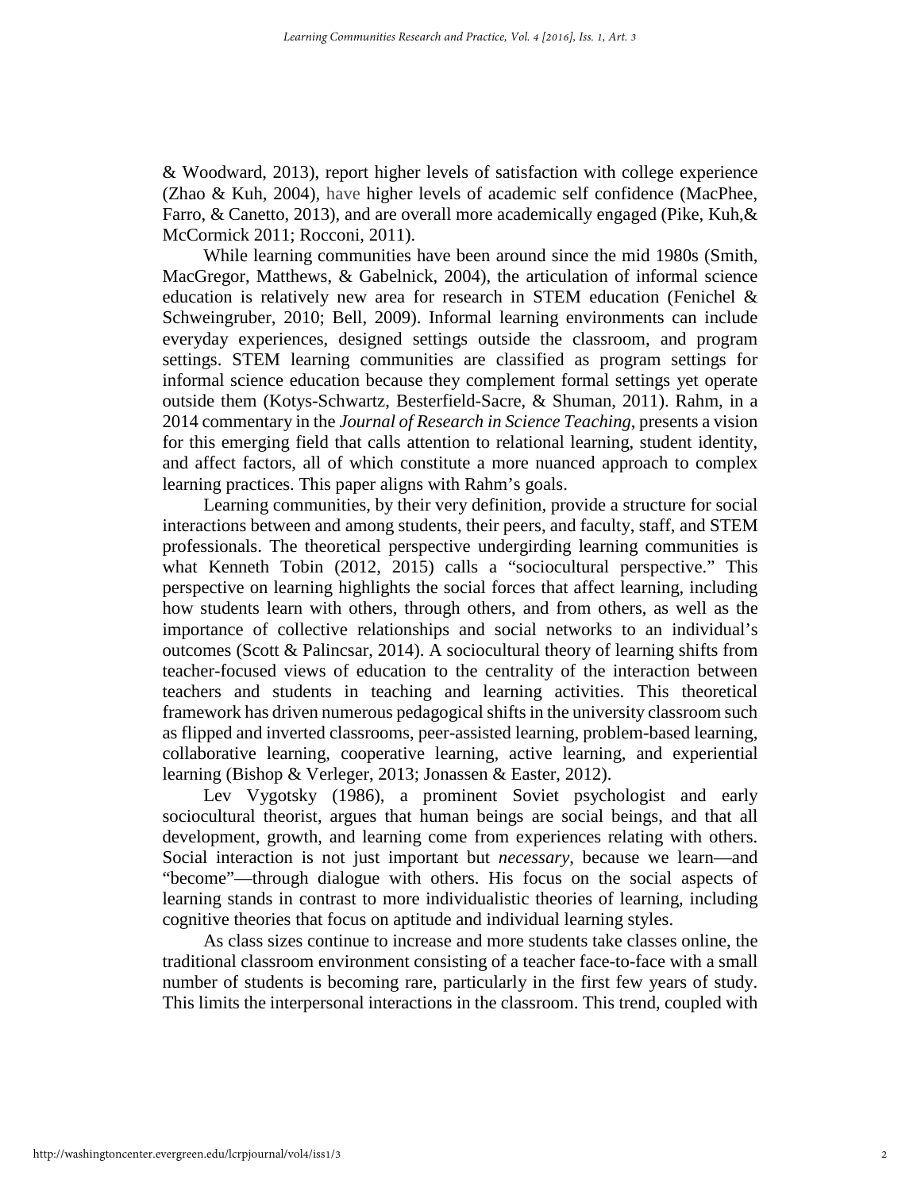& Woodward, 2013), report higher levels of satisfaction with college experience (Zhao & Kuh, 2004), have higher levels of academic self confidence (MacPhee, Farro, & Canetto, 2013), and are overall more academically engaged (Pike, Kuh,& McCormick 2011; Rocconi, 2011).

While learning communities have been around since the mid 1980s (Smith, MacGregor, Matthews, & Gabelnick, 2004), the articulation of informal science education is relatively new area for research in STEM education (Fenichel & Schweingruber, 2010; Bell, 2009). Informal learning environments can include everyday experiences, designed settings outside the classroom, and program settings. STEM learning communities are classified as program settings for informal science education because they complement formal settings yet operate outside them (Kotys-Schwartz, Besterfield-Sacre, & Shuman, 2011). Rahm, in a 2014 commentary in the *Journal of Research in Science Teaching*, presents a vision for this emerging field that calls attention to relational learning, student identity, and affect factors, all of which constitute a more nuanced approach to complex learning practices. This paper aligns with Rahm's goals.

Learning communities, by their very definition, provide a structure for social interactions between and among students, their peers, and faculty, staff, and STEM professionals. The theoretical perspective undergirding learning communities is what Kenneth Tobin (2012, 2015) calls a "sociocultural perspective." This perspective on learning highlights the social forces that affect learning, including how students learn with others, through others, and from others, as well as the importance of collective relationships and social networks to an individual's outcomes (Scott & Palincsar, 2014). A sociocultural theory of learning shifts from teacher-focused views of education to the centrality of the interaction between teachers and students in teaching and learning activities. This theoretical framework has driven numerous pedagogical shifts in the university classroom such as flipped and inverted classrooms, peer-assisted learning, problem-based learning, collaborative learning, cooperative learning, active learning, and experiential learning (Bishop & Verleger, 2013; Jonassen & Easter, 2012).

Lev Vygotsky (1986), a prominent Soviet psychologist and early sociocultural theorist, argues that human beings are social beings, and that all development, growth, and learning come from experiences relating with others. Social interaction is not just important but *necessary*, because we learn—and "become"—through dialogue with others. His focus on the social aspects of learning stands in contrast to more individualistic theories of learning, including cognitive theories that focus on aptitude and individual learning styles.

As class sizes continue to increase and more students take classes online, the traditional classroom environment consisting of a teacher face-to-face with a small number of students is becoming rare, particularly in the first few years of study. This limits the interpersonal interactions in the classroom. This trend, coupled with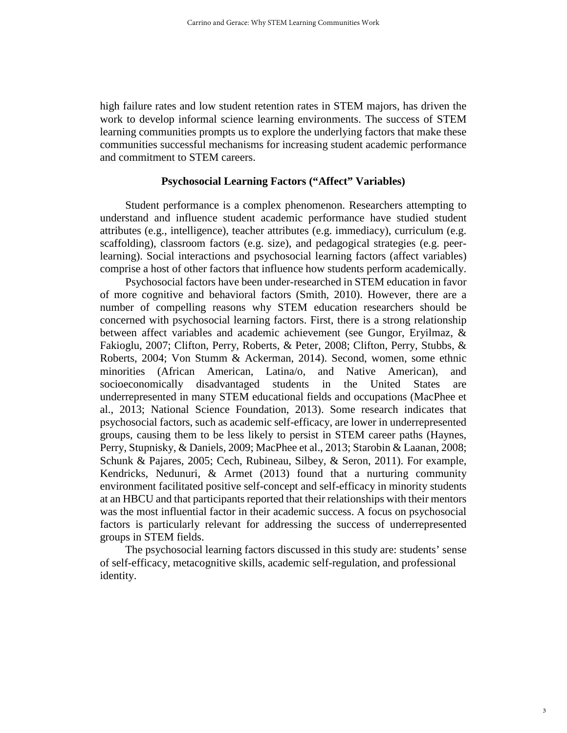high failure rates and low student retention rates in STEM majors, has driven the work to develop informal science learning environments. The success of STEM learning communities prompts us to explore the underlying factors that make these communities successful mechanisms for increasing student academic performance and commitment to STEM careers.

## Psychosocial Learning Factors ("Affect" Variables)

Student performance is a complex phenomenon. Researchers attempting to understand and influence student academic performance have studied student attributes (e.g., intelligence), teacher attributes (e.g. immediacy), curriculum (e.g. scaffolding), classroom factors (e.g. size), and pedagogical strategies (e.g. peer-learning). Social interactions and psychosocial learning factors (affect variables) comprise a host of other factors that influence how students perform academically.

Psychosocial factors have been under-researched in STEM education in favor of more cognitive and behavioral factors (Smith, 2010). However, there are a number of compelling reasons why STEM education researchers should be concerned with psychosocial learning factors. First, there is a strong relationship between affect variables and academic achievement (see Gungor, Eryilmaz, & Fakioglu, 2007; Clifton, Perry, Roberts, & Peter, 2008; Clifton, Perry, Stubbs, & Roberts, 2004; Von Stumm & Ackerman, 2014). Second, women, some ethnic minorities (African American, Latina/o, and Native American), and socioeconomically disadvantaged students in the United States are underrepresented in many STEM educational fields and occupations (MacPhee et al., 2013; National Science Foundation, 2013). Some research indicates that psychosocial factors, such as academic self-efficacy, are lower in underrepresented groups, causing them to be less likely to persist in STEM career paths (Haynes, Perry, Stupnisky, & Daniels, 2009; MacPhee et al., 2013; Starobin & Laanan, 2008; Schunk & Pajares, 2005; Cech, Rubineau, Silbey, & Seron, 2011). For example, Kendricks, Nedunuri, & Armet (2013) found that a nurturing community environment facilitated positive self-concept and self-efficacy in minority students at an HBCU and that participants reported that their relationships with their mentors was the most influential factor in their academic success. A focus on psychosocial factors is particularly relevant for addressing the success of underrepresented groups in STEM fields.

The psychosocial learning factors discussed in this study are: students' sense of self-efficacy, metacognitive skills, academic self-regulation, and professional identity.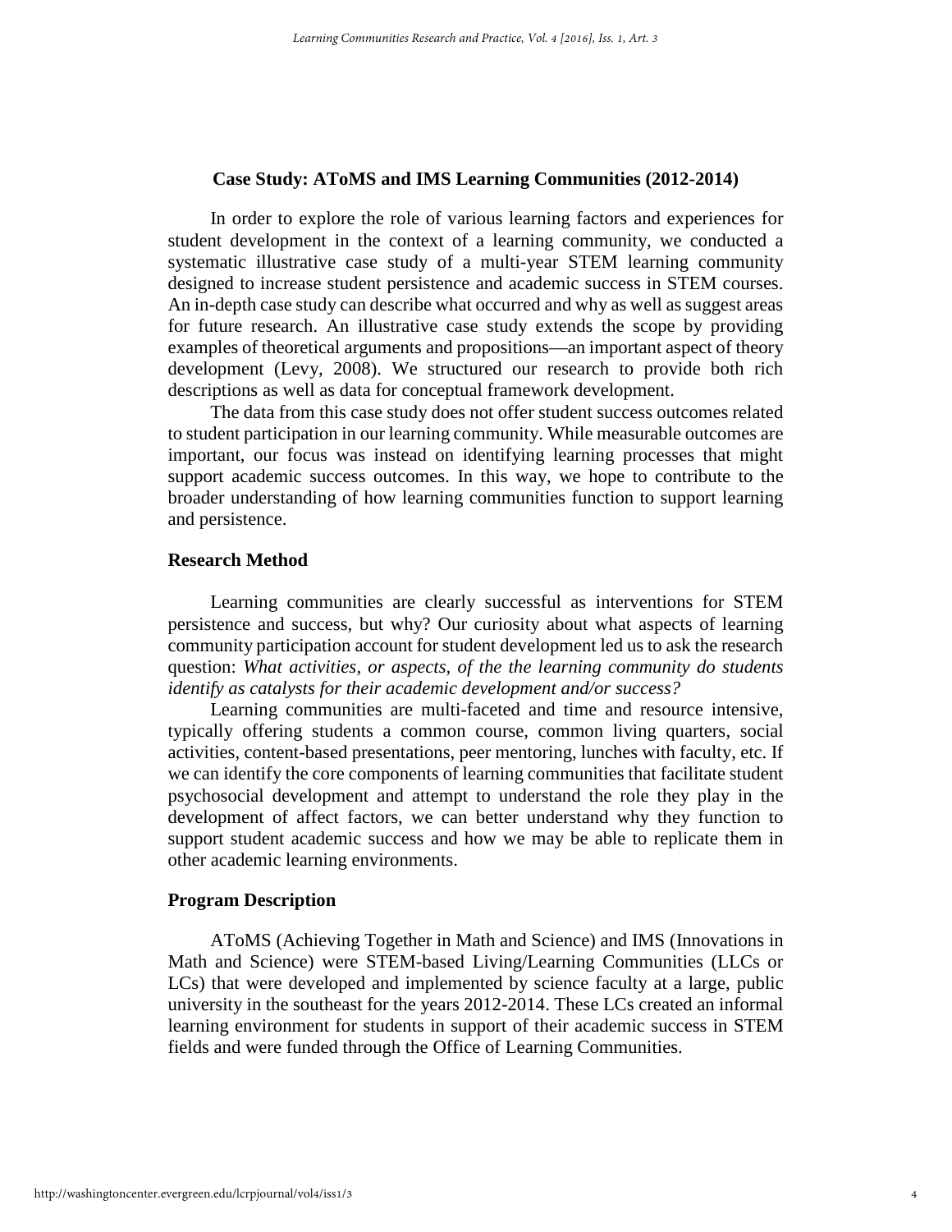## Case Study: AToMS and IMS Learning Communities (2012-2014)

In order to explore the role of various learning factors and experiences for student development in the context of a learning community, we conducted a systematic illustrative case study of a multi-year STEM learning community designed to increase student persistence and academic success in STEM courses. An in-depth case study can describe what occurred and why as well as suggest areas for future research. An illustrative case study extends the scope by providing examples of theoretical arguments and propositions—an important aspect of theory development (Levy, 2008). We structured our research to provide both rich descriptions as well as data for conceptual framework development.

The data from this case study does not offer student success outcomes related to student participation in our learning community. While measurable outcomes are important, our focus was instead on identifying learning processes that might support academic success outcomes. In this way, we hope to contribute to the broader understanding of how learning communities function to support learning and persistence.

### Research Method

Learning communities are clearly successful as interventions for STEM persistence and success, but why? Our curiosity about what aspects of learning community participation account for student development led us to ask the research question: *What activities, or aspects, of the the learning community do students identify as catalysts for their academic development and/or success?*

Learning communities are multi-faceted and time and resource intensive, typically offering students a common course, common living quarters, social activities, content-based presentations, peer mentoring, lunches with faculty, etc. If we can identify the core components of learning communities that facilitate student psychosocial development and attempt to understand the role they play in the development of affect factors, we can better understand why they function to support student academic success and how we may be able to replicate them in other academic learning environments.

### Program Description

AToMS (Achieving Together in Math and Science) and IMS (Innovations in Math and Science) were STEM-based Living/Learning Communities (LLCs or LCs) that were developed and implemented by science faculty at a large, public university in the southeast for the years 2012-2014. These LCs created an informal learning environment for students in support of their academic success in STEM fields and were funded through the Office of Learning Communities.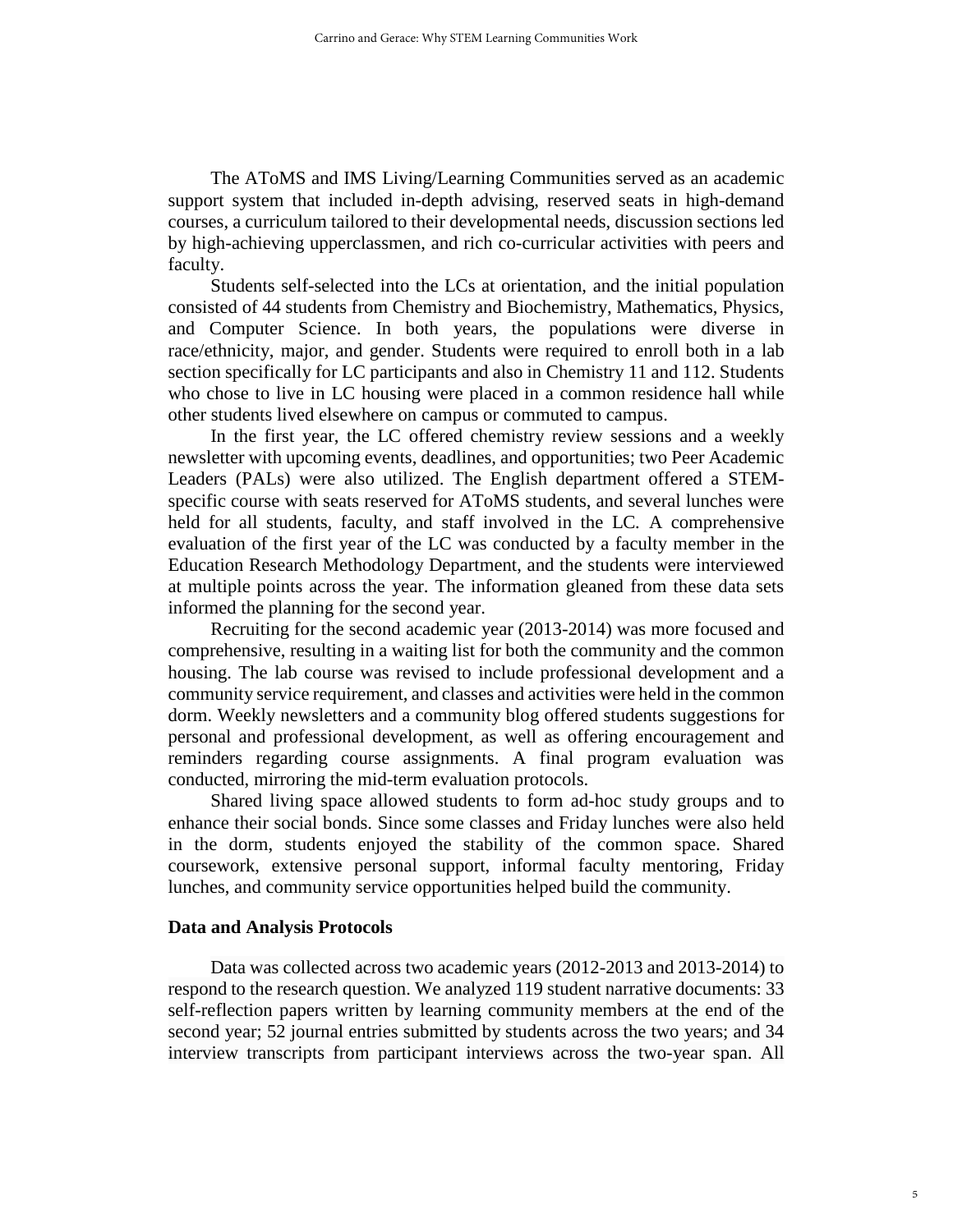The AToMS and IMS Living/Learning Communities served as an academic support system that included in-depth advising, reserved seats in high-demand courses, a curriculum tailored to their developmental needs, discussion sections led by high-achieving upperclassmen, and rich co-curricular activities with peers and faculty.

Students self-selected into the LCs at orientation, and the initial population consisted of 44 students from Chemistry and Biochemistry, Mathematics, Physics, and Computer Science. In both years, the populations were diverse in race/ethnicity, major, and gender. Students were required to enroll both in a lab section specifically for LC participants and also in Chemistry 11 and 112. Students who chose to live in LC housing were placed in a common residence hall while other students lived elsewhere on campus or commuted to campus.

In the first year, the LC offered chemistry review sessions and a weekly newsletter with upcoming events, deadlines, and opportunities; two Peer Academic Leaders (PALs) were also utilized. The English department offered a STEM-specific course with seats reserved for AToMS students, and several lunches were held for all students, faculty, and staff involved in the LC. A comprehensive evaluation of the first year of the LC was conducted by a faculty member in the Education Research Methodology Department, and the students were interviewed at multiple points across the year. The information gleaned from these data sets informed the planning for the second year.

Recruiting for the second academic year (2013-2014) was more focused and comprehensive, resulting in a waiting list for both the community and the common housing. The lab course was revised to include professional development and a community service requirement, and classes and activities were held in the common dorm. Weekly newsletters and a community blog offered students suggestions for personal and professional development, as well as offering encouragement and reminders regarding course assignments. A final program evaluation was conducted, mirroring the mid-term evaluation protocols.

Shared living space allowed students to form ad-hoc study groups and to enhance their social bonds. Since some classes and Friday lunches were also held in the dorm, students enjoyed the stability of the common space. Shared coursework, extensive personal support, informal faculty mentoring, Friday lunches, and community service opportunities helped build the community.

## Data and Analysis Protocols

Data was collected across two academic years (2012-2013 and 2013-2014) to respond to the research question. We analyzed 119 student narrative documents: 33 self-reflection papers written by learning community members at the end of the second year; 52 journal entries submitted by students across the two years; and 34 interview transcripts from participant interviews across the two-year span. All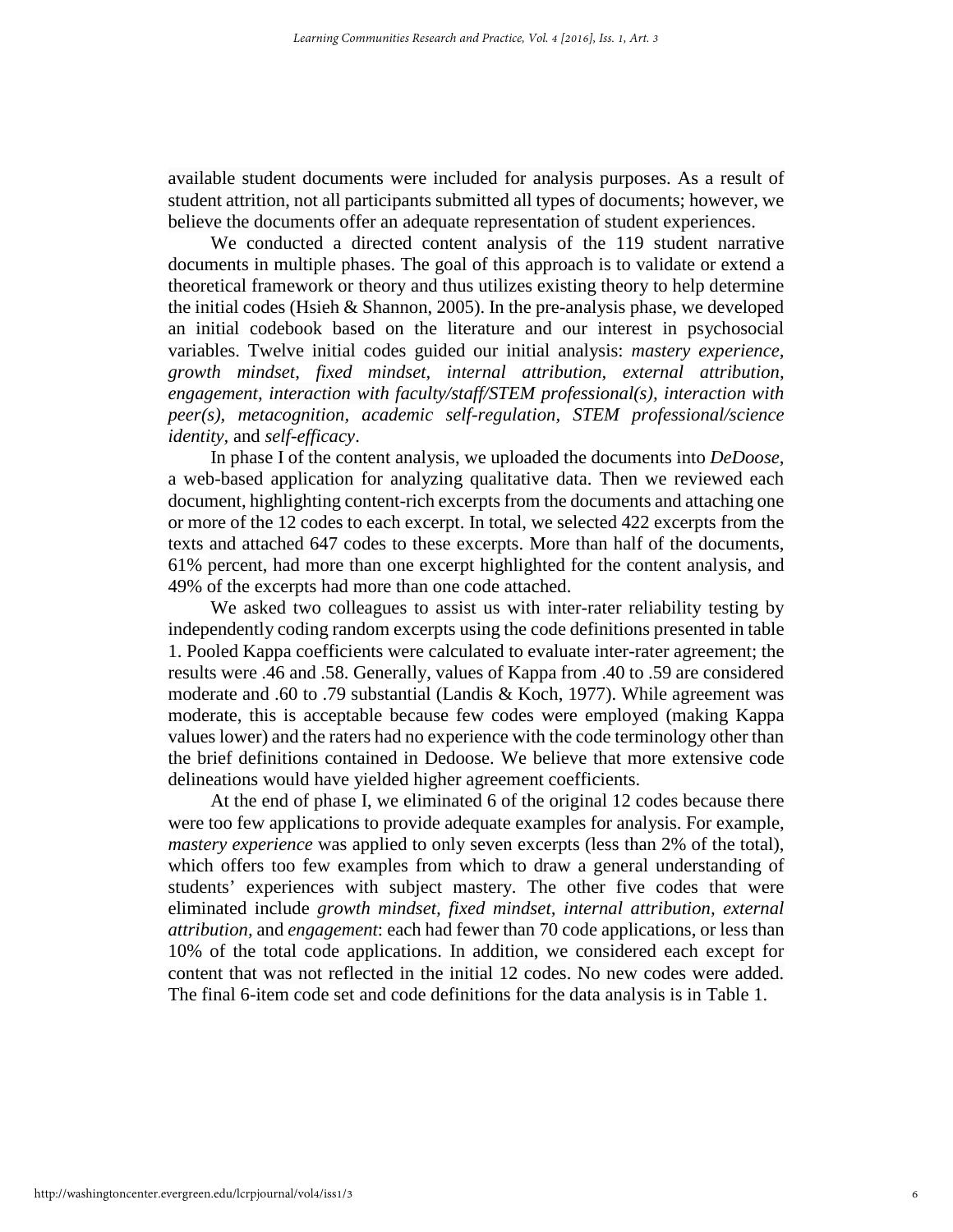available student documents were included for analysis purposes. As a result of student attrition, not all participants submitted all types of documents; however, we believe the documents offer an adequate representation of student experiences.

We conducted a directed content analysis of the 119 student narrative documents in multiple phases. The goal of this approach is to validate or extend a theoretical framework or theory and thus utilizes existing theory to help determine the initial codes (Hsieh & Shannon, 2005). In the pre-analysis phase, we developed an initial codebook based on the literature and our interest in psychosocial variables. Twelve initial codes guided our initial analysis: *mastery experience, growth mindset, fixed mindset, internal attribution, external attribution, engagement, interaction with faculty/staff/STEM professional(s), interaction with peer(s), metacognition, academic self-regulation, STEM professional/science identity,* and *self-efficacy*.

In phase I of the content analysis, we uploaded the documents into *DeDoose*, a web-based application for analyzing qualitative data. Then we reviewed each document, highlighting content-rich excerpts from the documents and attaching one or more of the 12 codes to each excerpt. In total, we selected 422 excerpts from the texts and attached 647 codes to these excerpts. More than half of the documents, 61% percent, had more than one excerpt highlighted for the content analysis, and 49% of the excerpts had more than one code attached.

We asked two colleagues to assist us with inter-rater reliability testing by independently coding random excerpts using the code definitions presented in table 1. Pooled Kappa coefficients were calculated to evaluate inter-rater agreement; the results were .46 and .58. Generally, values of Kappa from .40 to .59 are considered moderate and .60 to .79 substantial (Landis & Koch, 1977). While agreement was moderate, this is acceptable because few codes were employed (making Kappa values lower) and the raters had no experience with the code terminology other than the brief definitions contained in Dedoose. We believe that more extensive code delineations would have yielded higher agreement coefficients.

At the end of phase I, we eliminated 6 of the original 12 codes because there were too few applications to provide adequate examples for analysis. For example, *mastery experience* was applied to only seven excerpts (less than 2% of the total), which offers too few examples from which to draw a general understanding of students' experiences with subject mastery. The other five codes that were eliminated include *growth mindset, fixed mindset, internal attribution, external attribution,* and *engagement*: each had fewer than 70 code applications, or less than 10% of the total code applications. In addition, we considered each except for content that was not reflected in the initial 12 codes. No new codes were added. The final 6-item code set and code definitions for the data analysis is in Table 1.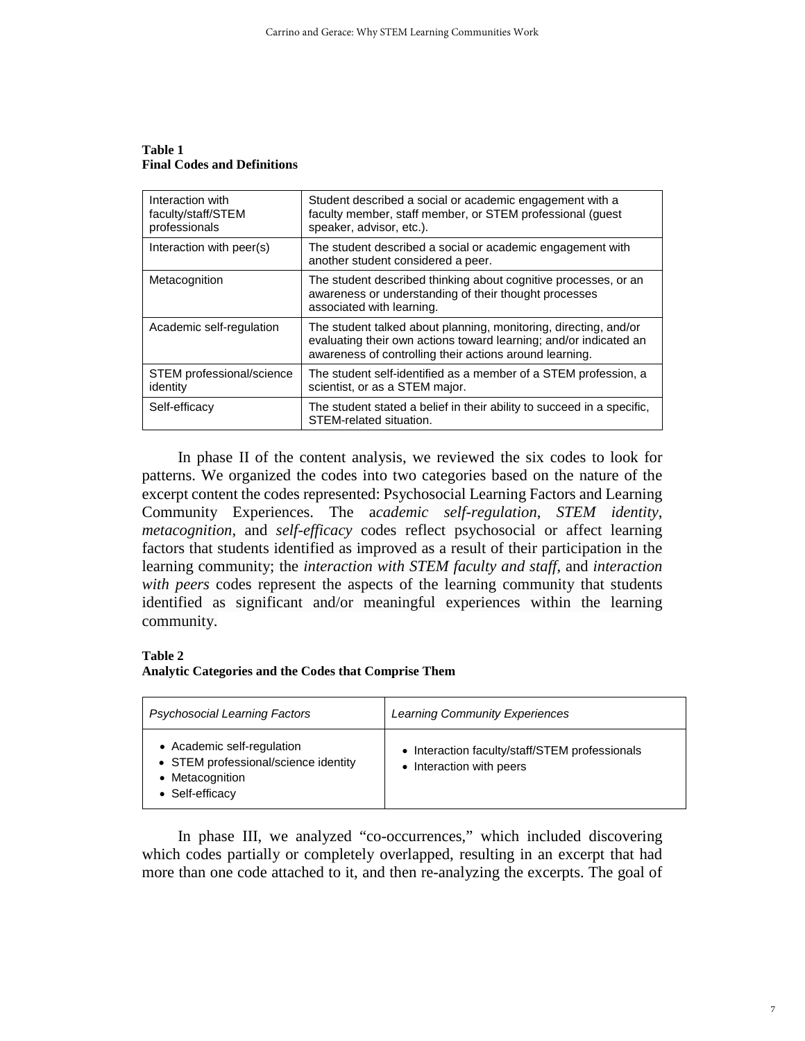**Table 1**
**Final Codes and Definitions**

| Code | Definition |
|---|---|
| Interaction with faculty/staff/STEM professionals | Student described a social or academic engagement with a faculty member, staff member, or STEM professional (guest speaker, advisor, etc.). |
| Interaction with peer(s) | The student described a social or academic engagement with another student considered a peer. |
| Metacognition | The student described thinking about cognitive processes, or an awareness or understanding of their thought processes associated with learning. |
| Academic self-regulation | The student talked about planning, monitoring, directing, and/or evaluating their own actions toward learning; and/or indicated an awareness of controlling their actions around learning. |
| STEM professional/science identity | The student self-identified as a member of a STEM profession, a scientist, or as a STEM major. |
| Self-efficacy | The student stated a belief in their ability to succeed in a specific, STEM-related situation. |

In phase II of the content analysis, we reviewed the six codes to look for patterns. We organized the codes into two categories based on the nature of the excerpt content the codes represented: Psychosocial Learning Factors and Learning Community Experiences. The a*cademic self-regulation*, *STEM identity*, *metacognition*, and *self-efficacy* codes reflect psychosocial or affect learning factors that students identified as improved as a result of their participation in the learning community; the *interaction with STEM faculty and staff*, and *interaction with peers* codes represent the aspects of the learning community that students identified as significant and/or meaningful experiences within the learning community.

**Table 2**
**Analytic Categories and the Codes that Comprise Them**

| *Psychosocial Learning Factors* | *Learning Community Experiences* |
|---|---|
| • Academic self-regulation<br>• STEM professional/science identity<br>• Metacognition<br>• Self-efficacy | • Interaction faculty/staff/STEM professionals<br>• Interaction with peers |

In phase III, we analyzed "co-occurrences," which included discovering which codes partially or completely overlapped, resulting in an excerpt that had more than one code attached to it, and then re-analyzing the excerpts. The goal of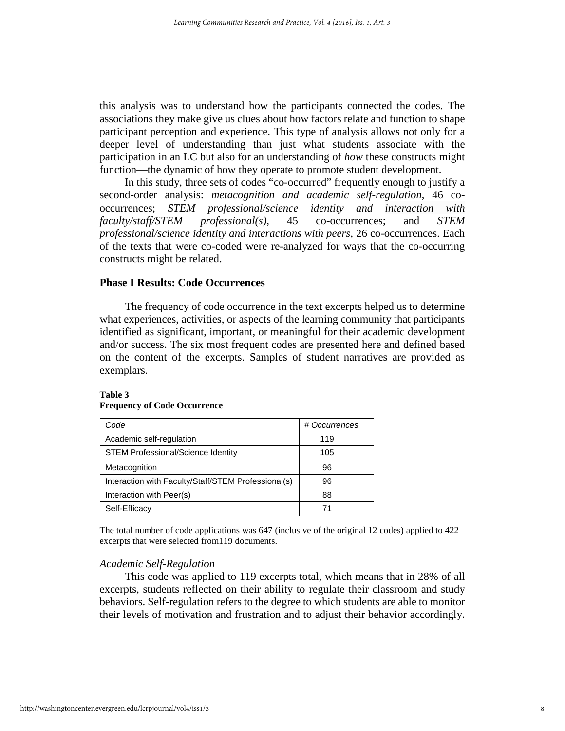this analysis was to understand how the participants connected the codes. The associations they make give us clues about how factors relate and function to shape participant perception and experience. This type of analysis allows not only for a deeper level of understanding than just what students associate with the participation in an LC but also for an understanding of *how* these constructs might function—the dynamic of how they operate to promote student development.

In this study, three sets of codes "co-occurred" frequently enough to justify a second-order analysis: *metacognition and academic self-regulation*, 46 co-occurrences; *STEM professional/science identity and interaction with faculty/staff/STEM professional(s),* 45 co-occurrences; and *STEM professional/science identity and interactions with peers*, 26 co-occurrences. Each of the texts that were co-coded were re-analyzed for ways that the co-occurring constructs might be related.

## Phase I Results: Code Occurrences

The frequency of code occurrence in the text excerpts helped us to determine what experiences, activities, or aspects of the learning community that participants identified as significant, important, or meaningful for their academic development and/or success. The six most frequent codes are presented here and defined based on the content of the excerpts. Samples of student narratives are provided as exemplars.

**Table 3**
**Frequency of Code Occurrence**

| *Code* | *# Occurrences* |
|---|---|
| Academic self-regulation | 119 |
| STEM Professional/Science Identity | 105 |
| Metacognition | 96 |
| Interaction with Faculty/Staff/STEM Professional(s) | 96 |
| Interaction with Peer(s) | 88 |
| Self-Efficacy | 71 |

The total number of code applications was 647 (inclusive of the original 12 codes) applied to 422 excerpts that were selected from119 documents.

### *Academic Self-Regulation*

This code was applied to 119 excerpts total, which means that in 28% of all excerpts, students reflected on their ability to regulate their classroom and study behaviors. Self-regulation refers to the degree to which students are able to monitor their levels of motivation and frustration and to adjust their behavior accordingly.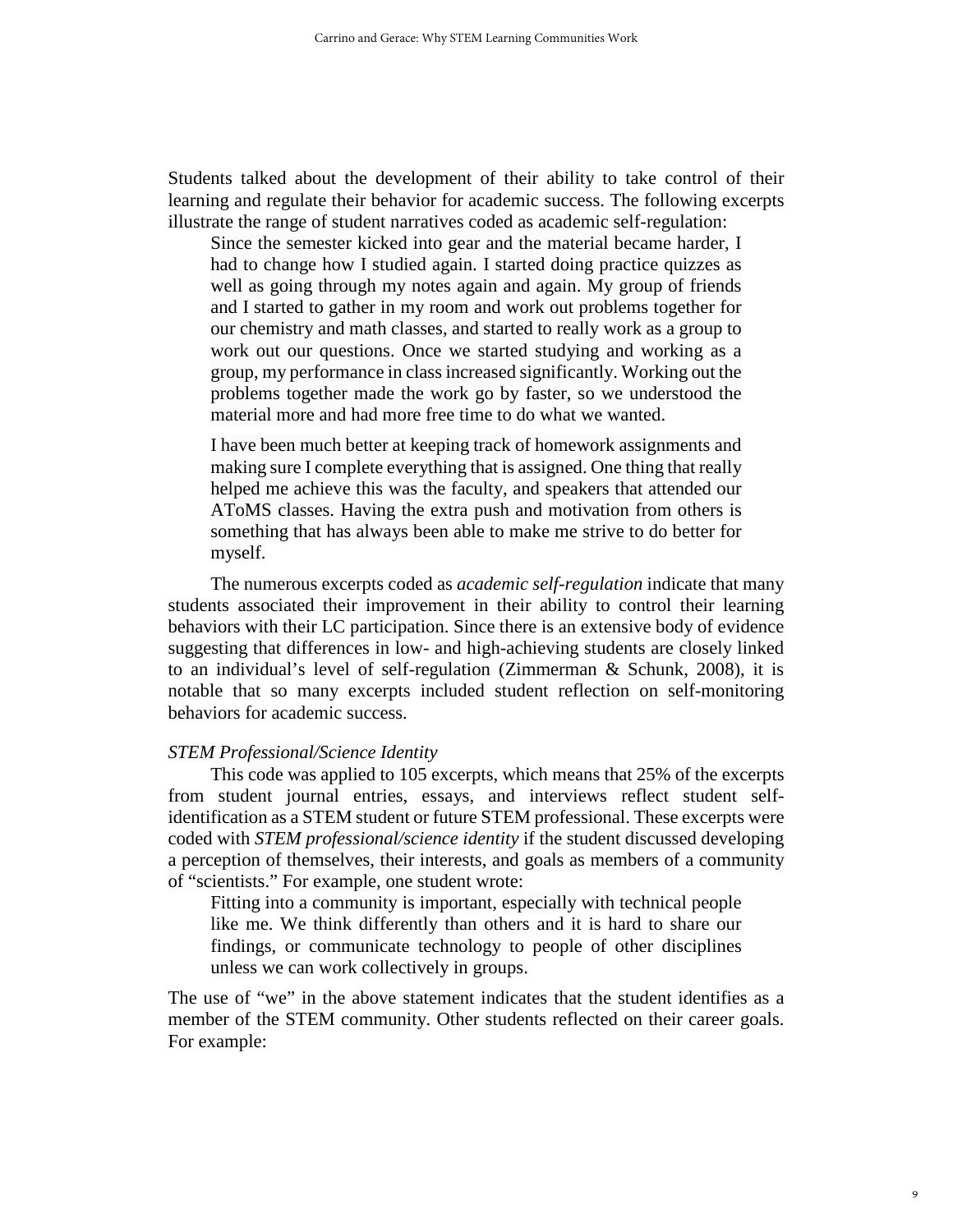Students talked about the development of their ability to take control of their learning and regulate their behavior for academic success. The following excerpts illustrate the range of student narratives coded as academic self-regulation:

> Since the semester kicked into gear and the material became harder, I had to change how I studied again. I started doing practice quizzes as well as going through my notes again and again. My group of friends and I started to gather in my room and work out problems together for our chemistry and math classes, and started to really work as a group to work out our questions. Once we started studying and working as a group, my performance in class increased significantly. Working out the problems together made the work go by faster, so we understood the material more and had more free time to do what we wanted.

> I have been much better at keeping track of homework assignments and making sure I complete everything that is assigned. One thing that really helped me achieve this was the faculty, and speakers that attended our AToMS classes. Having the extra push and motivation from others is something that has always been able to make me strive to do better for myself.

The numerous excerpts coded as *academic self-regulation* indicate that many students associated their improvement in their ability to control their learning behaviors with their LC participation. Since there is an extensive body of evidence suggesting that differences in low- and high-achieving students are closely linked to an individual's level of self-regulation (Zimmerman & Schunk, 2008), it is notable that so many excerpts included student reflection on self-monitoring behaviors for academic success.

*STEM Professional/Science Identity*

This code was applied to 105 excerpts, which means that 25% of the excerpts from student journal entries, essays, and interviews reflect student self-identification as a STEM student or future STEM professional. These excerpts were coded with *STEM professional/science identity* if the student discussed developing a perception of themselves, their interests, and goals as members of a community of "scientists." For example, one student wrote:

> Fitting into a community is important, especially with technical people like me. We think differently than others and it is hard to share our findings, or communicate technology to people of other disciplines unless we can work collectively in groups.

The use of "we" in the above statement indicates that the student identifies as a member of the STEM community. Other students reflected on their career goals. For example: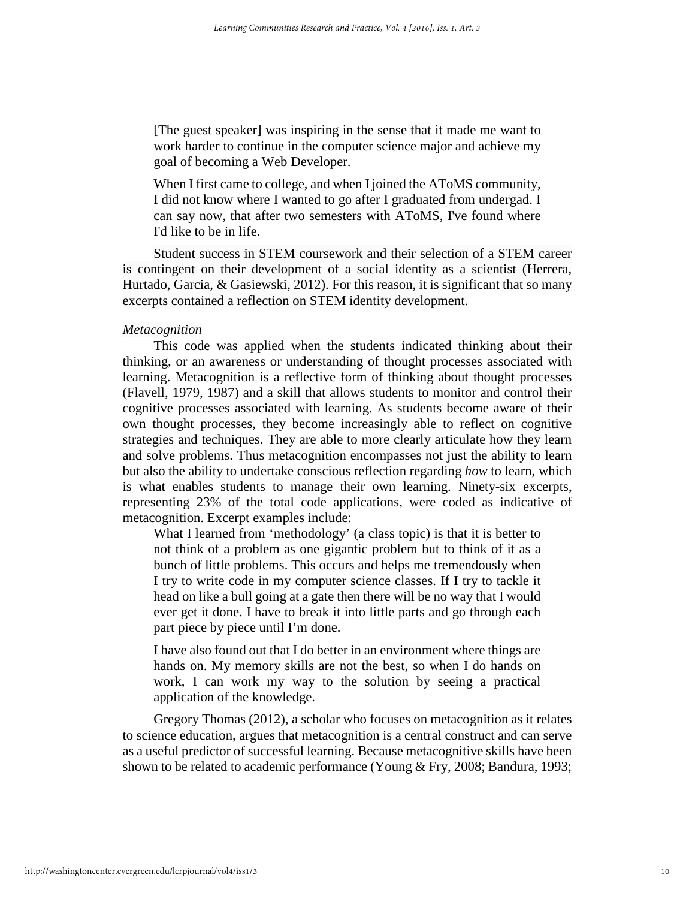> [The guest speaker] was inspiring in the sense that it made me want to work harder to continue in the computer science major and achieve my goal of becoming a Web Developer.

> When I first came to college, and when I joined the AToMS community, I did not know where I wanted to go after I graduated from undergad. I can say now, that after two semesters with AToMS, I've found where I'd like to be in life.

Student success in STEM coursework and their selection of a STEM career is contingent on their development of a social identity as a scientist (Herrera, Hurtado, Garcia, & Gasiewski, 2012). For this reason, it is significant that so many excerpts contained a reflection on STEM identity development.

*Metacognition*

This code was applied when the students indicated thinking about their thinking, or an awareness or understanding of thought processes associated with learning. Metacognition is a reflective form of thinking about thought processes (Flavell, 1979, 1987) and a skill that allows students to monitor and control their cognitive processes associated with learning. As students become aware of their own thought processes, they become increasingly able to reflect on cognitive strategies and techniques. They are able to more clearly articulate how they learn and solve problems. Thus metacognition encompasses not just the ability to learn but also the ability to undertake conscious reflection regarding *how* to learn, which is what enables students to manage their own learning. Ninety-six excerpts, representing 23% of the total code applications, were coded as indicative of metacognition. Excerpt examples include:

> What I learned from 'methodology' (a class topic) is that it is better to not think of a problem as one gigantic problem but to think of it as a bunch of little problems. This occurs and helps me tremendously when I try to write code in my computer science classes. If I try to tackle it head on like a bull going at a gate then there will be no way that I would ever get it done. I have to break it into little parts and go through each part piece by piece until I'm done.

> I have also found out that I do better in an environment where things are hands on. My memory skills are not the best, so when I do hands on work, I can work my way to the solution by seeing a practical application of the knowledge.

Gregory Thomas (2012), a scholar who focuses on metacognition as it relates to science education, argues that metacognition is a central construct and can serve as a useful predictor of successful learning. Because metacognitive skills have been shown to be related to academic performance (Young & Fry, 2008; Bandura, 1993;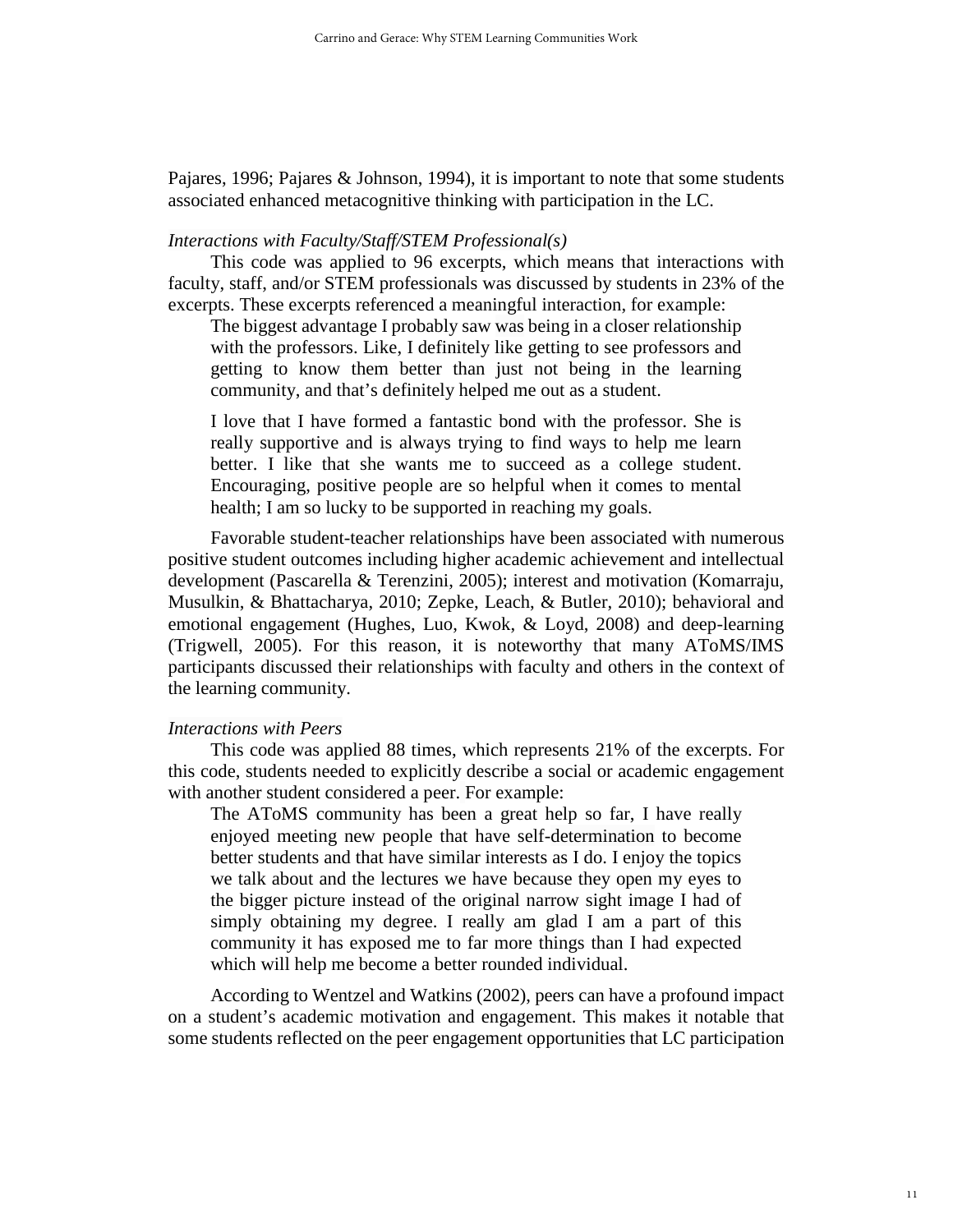Pajares, 1996; Pajares & Johnson, 1994), it is important to note that some students associated enhanced metacognitive thinking with participation in the LC.

*Interactions with Faculty/Staff/STEM Professional(s)*

This code was applied to 96 excerpts, which means that interactions with faculty, staff, and/or STEM professionals was discussed by students in 23% of the excerpts. These excerpts referenced a meaningful interaction, for example:

> The biggest advantage I probably saw was being in a closer relationship with the professors. Like, I definitely like getting to see professors and getting to know them better than just not being in the learning community, and that's definitely helped me out as a student.
>
> I love that I have formed a fantastic bond with the professor. She is really supportive and is always trying to find ways to help me learn better. I like that she wants me to succeed as a college student. Encouraging, positive people are so helpful when it comes to mental health; I am so lucky to be supported in reaching my goals.

Favorable student-teacher relationships have been associated with numerous positive student outcomes including higher academic achievement and intellectual development (Pascarella & Terenzini, 2005); interest and motivation (Komarraju, Musulkin, & Bhattacharya, 2010; Zepke, Leach, & Butler, 2010); behavioral and emotional engagement (Hughes, Luo, Kwok, & Loyd, 2008) and deep-learning (Trigwell, 2005). For this reason, it is noteworthy that many AToMS/IMS participants discussed their relationships with faculty and others in the context of the learning community.

*Interactions with Peers*

This code was applied 88 times, which represents 21% of the excerpts. For this code, students needed to explicitly describe a social or academic engagement with another student considered a peer. For example:

> The AToMS community has been a great help so far, I have really enjoyed meeting new people that have self-determination to become better students and that have similar interests as I do. I enjoy the topics we talk about and the lectures we have because they open my eyes to the bigger picture instead of the original narrow sight image I had of simply obtaining my degree. I really am glad I am a part of this community it has exposed me to far more things than I had expected which will help me become a better rounded individual.

According to Wentzel and Watkins (2002), peers can have a profound impact on a student's academic motivation and engagement. This makes it notable that some students reflected on the peer engagement opportunities that LC participation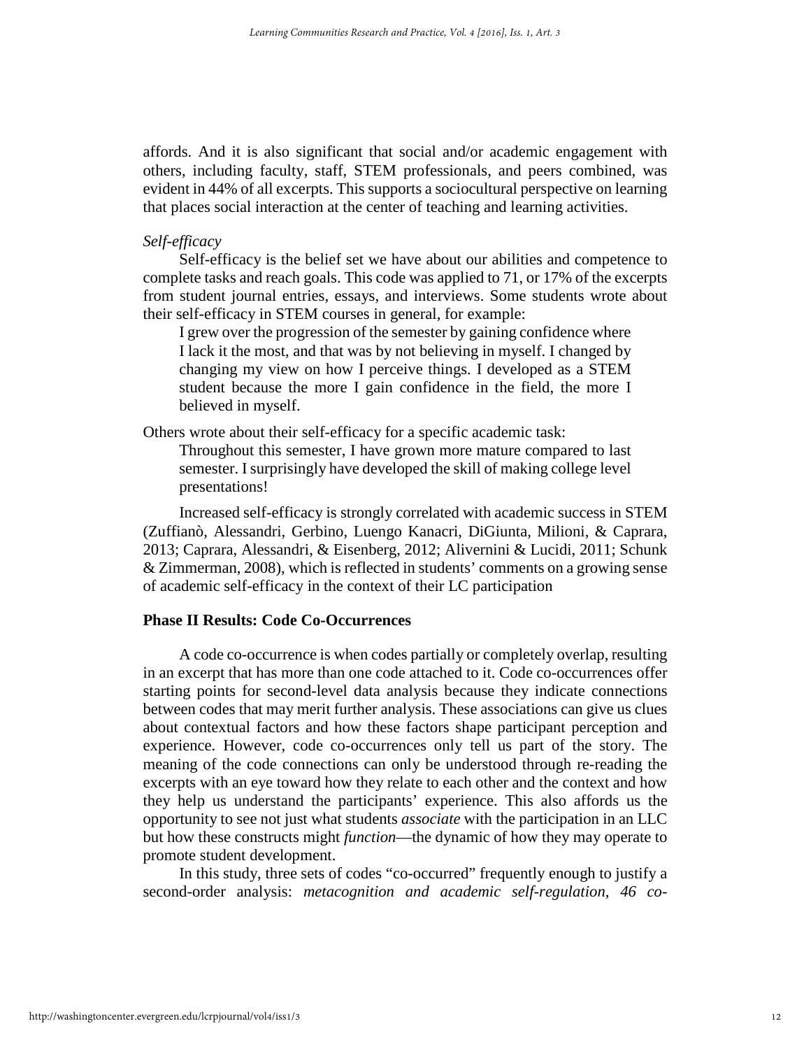affords. And it is also significant that social and/or academic engagement with others, including faculty, staff, STEM professionals, and peers combined, was evident in 44% of all excerpts. This supports a sociocultural perspective on learning that places social interaction at the center of teaching and learning activities.

*Self-efficacy*

Self-efficacy is the belief set we have about our abilities and competence to complete tasks and reach goals. This code was applied to 71, or 17% of the excerpts from student journal entries, essays, and interviews. Some students wrote about their self-efficacy in STEM courses in general, for example:

> I grew over the progression of the semester by gaining confidence where I lack it the most, and that was by not believing in myself. I changed by changing my view on how I perceive things. I developed as a STEM student because the more I gain confidence in the field, the more I believed in myself.

Others wrote about their self-efficacy for a specific academic task:

> Throughout this semester, I have grown more mature compared to last semester. I surprisingly have developed the skill of making college level presentations!

Increased self-efficacy is strongly correlated with academic success in STEM (Zuffianò, Alessandri, Gerbino, Luengo Kanacri, DiGiunta, Milioni, & Caprara, 2013; Caprara, Alessandri, & Eisenberg, 2012; Alivernini & Lucidi, 2011; Schunk & Zimmerman, 2008), which is reflected in students' comments on a growing sense of academic self-efficacy in the context of their LC participation

**Phase II Results: Code Co-Occurrences**

A code co-occurrence is when codes partially or completely overlap, resulting in an excerpt that has more than one code attached to it. Code co-occurrences offer starting points for second-level data analysis because they indicate connections between codes that may merit further analysis. These associations can give us clues about contextual factors and how these factors shape participant perception and experience. However, code co-occurrences only tell us part of the story. The meaning of the code connections can only be understood through re-reading the excerpts with an eye toward how they relate to each other and the context and how they help us understand the participants' experience. This also affords us the opportunity to see not just what students *associate* with the participation in an LLC but how these constructs might *function*—the dynamic of how they may operate to promote student development.

In this study, three sets of codes "co-occurred" frequently enough to justify a second-order analysis: *metacognition and academic self-regulation, 46 co-*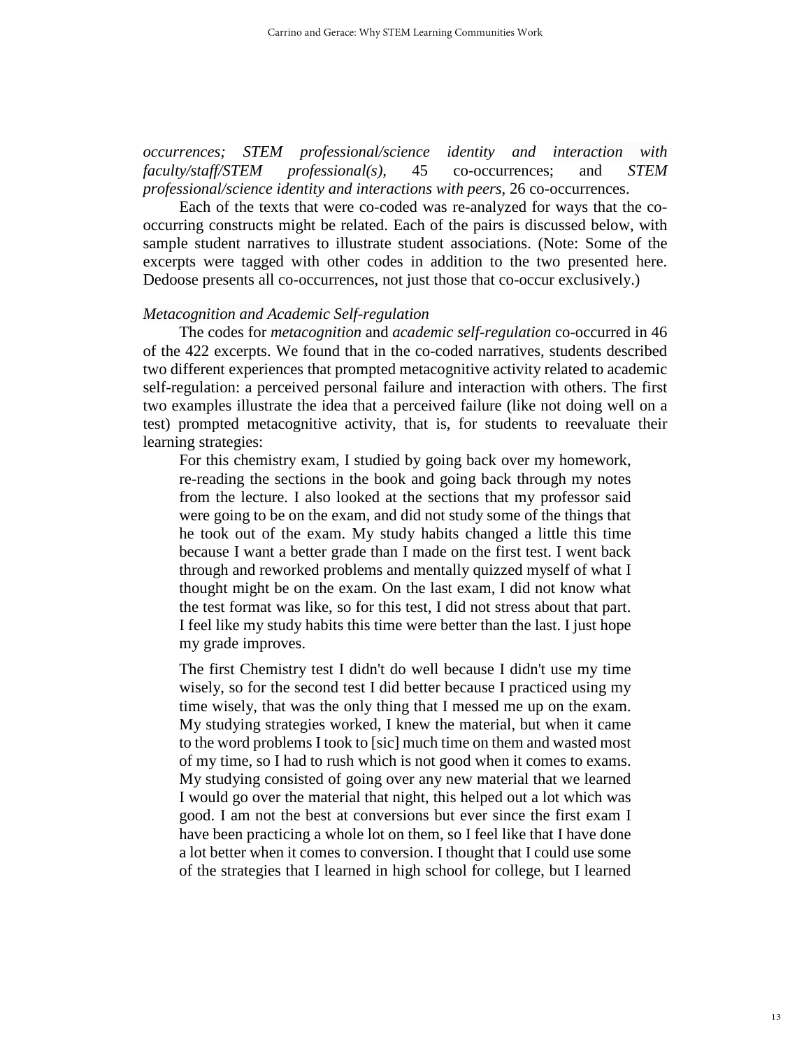*occurrences; STEM professional/science identity and interaction with faculty/staff/STEM professional(s),* 45 co-occurrences; and *STEM professional/science identity and interactions with peers*, 26 co-occurrences.

Each of the texts that were co-coded was re-analyzed for ways that the co-occurring constructs might be related. Each of the pairs is discussed below, with sample student narratives to illustrate student associations. (Note: Some of the excerpts were tagged with other codes in addition to the two presented here. Dedoose presents all co-occurrences, not just those that co-occur exclusively.)

*Metacognition and Academic Self-regulation*

The codes for *metacognition* and *academic self-regulation* co-occurred in 46 of the 422 excerpts. We found that in the co-coded narratives, students described two different experiences that prompted metacognitive activity related to academic self-regulation: a perceived personal failure and interaction with others. The first two examples illustrate the idea that a perceived failure (like not doing well on a test) prompted metacognitive activity, that is, for students to reevaluate their learning strategies:

> For this chemistry exam, I studied by going back over my homework, re-reading the sections in the book and going back through my notes from the lecture. I also looked at the sections that my professor said were going to be on the exam, and did not study some of the things that he took out of the exam. My study habits changed a little this time because I want a better grade than I made on the first test. I went back through and reworked problems and mentally quizzed myself of what I thought might be on the exam. On the last exam, I did not know what the test format was like, so for this test, I did not stress about that part. I feel like my study habits this time were better than the last. I just hope my grade improves.

> The first Chemistry test I didn't do well because I didn't use my time wisely, so for the second test I did better because I practiced using my time wisely, that was the only thing that I messed me up on the exam. My studying strategies worked, I knew the material, but when it came to the word problems I took to [sic] much time on them and wasted most of my time, so I had to rush which is not good when it comes to exams. My studying consisted of going over any new material that we learned I would go over the material that night, this helped out a lot which was good. I am not the best at conversions but ever since the first exam I have been practicing a whole lot on them, so I feel like that I have done a lot better when it comes to conversion. I thought that I could use some of the strategies that I learned in high school for college, but I learned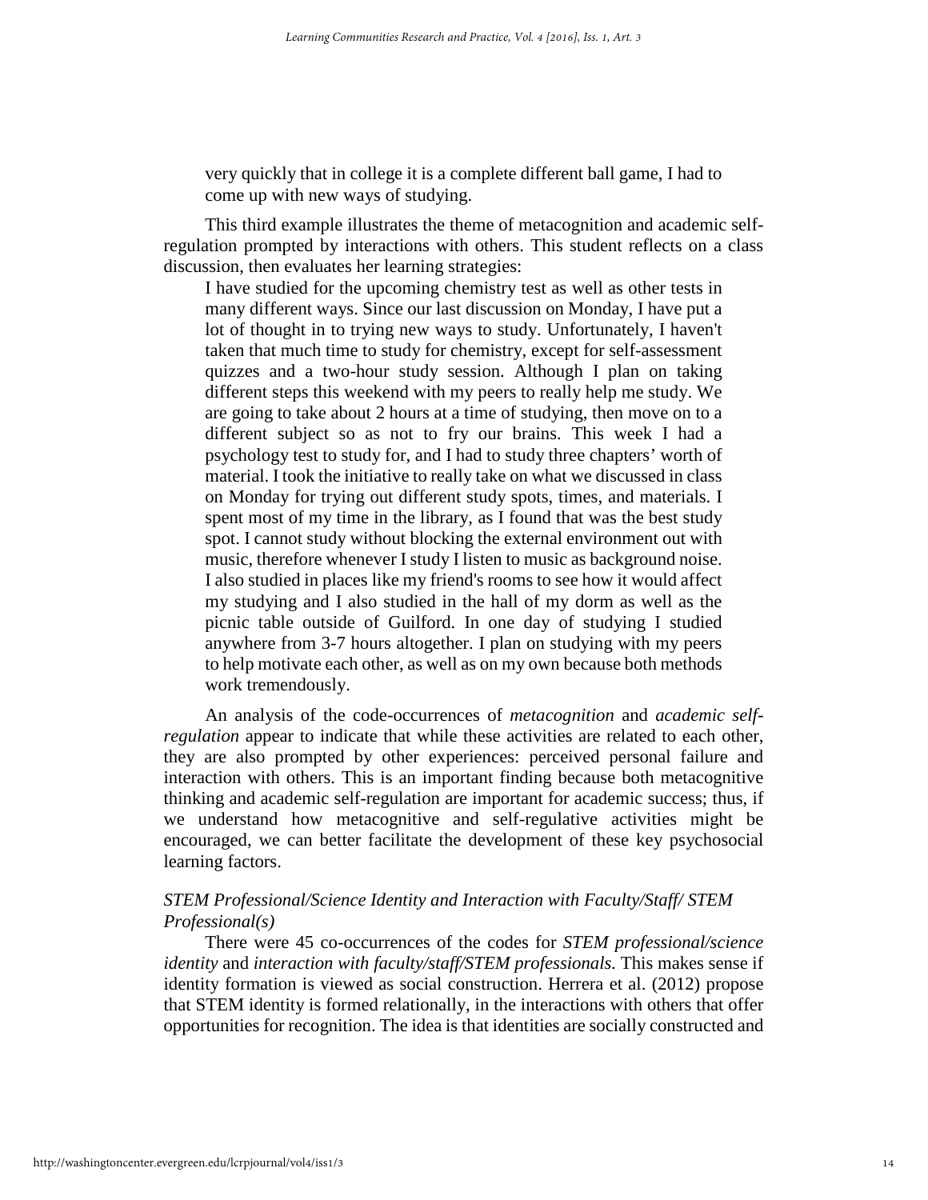> very quickly that in college it is a complete different ball game, I had to come up with new ways of studying.

This third example illustrates the theme of metacognition and academic self-regulation prompted by interactions with others. This student reflects on a class discussion, then evaluates her learning strategies:

> I have studied for the upcoming chemistry test as well as other tests in many different ways. Since our last discussion on Monday, I have put a lot of thought in to trying new ways to study. Unfortunately, I haven't taken that much time to study for chemistry, except for self-assessment quizzes and a two-hour study session. Although I plan on taking different steps this weekend with my peers to really help me study. We are going to take about 2 hours at a time of studying, then move on to a different subject so as not to fry our brains. This week I had a psychology test to study for, and I had to study three chapters' worth of material. I took the initiative to really take on what we discussed in class on Monday for trying out different study spots, times, and materials. I spent most of my time in the library, as I found that was the best study spot. I cannot study without blocking the external environment out with music, therefore whenever I study I listen to music as background noise. I also studied in places like my friend's rooms to see how it would affect my studying and I also studied in the hall of my dorm as well as the picnic table outside of Guilford. In one day of studying I studied anywhere from 3-7 hours altogether. I plan on studying with my peers to help motivate each other, as well as on my own because both methods work tremendously.

An analysis of the code-occurrences of *metacognition* and *academic self-regulation* appear to indicate that while these activities are related to each other, they are also prompted by other experiences: perceived personal failure and interaction with others. This is an important finding because both metacognitive thinking and academic self-regulation are important for academic success; thus, if we understand how metacognitive and self-regulative activities might be encouraged, we can better facilitate the development of these key psychosocial learning factors.

### *STEM Professional/Science Identity and Interaction with Faculty/Staff/ STEM Professional(s)*

There were 45 co-occurrences of the codes for *STEM professional/science identity* and *interaction with faculty/staff/STEM professionals.* This makes sense if identity formation is viewed as social construction. Herrera et al. (2012) propose that STEM identity is formed relationally, in the interactions with others that offer opportunities for recognition. The idea is that identities are socially constructed and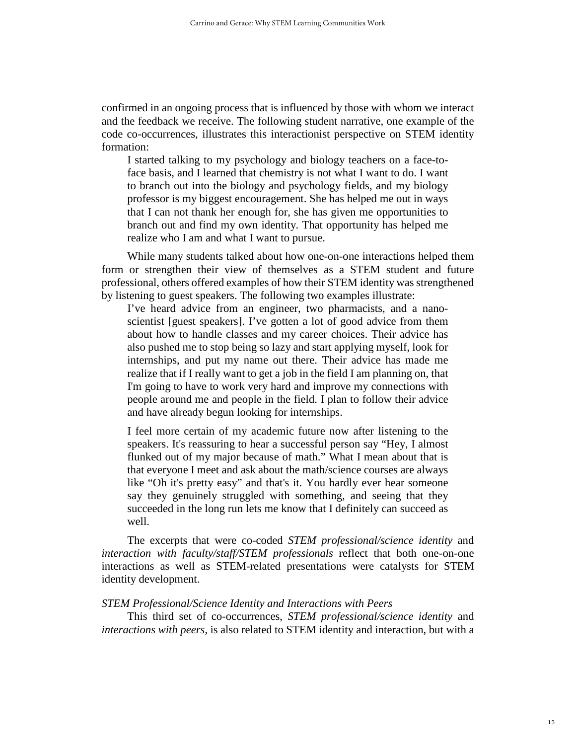confirmed in an ongoing process that is influenced by those with whom we interact and the feedback we receive. The following student narrative, one example of the code co-occurrences, illustrates this interactionist perspective on STEM identity formation:

> I started talking to my psychology and biology teachers on a face-to-face basis, and I learned that chemistry is not what I want to do. I want to branch out into the biology and psychology fields, and my biology professor is my biggest encouragement. She has helped me out in ways that I can not thank her enough for, she has given me opportunities to branch out and find my own identity. That opportunity has helped me realize who I am and what I want to pursue.

While many students talked about how one-on-one interactions helped them form or strengthen their view of themselves as a STEM student and future professional, others offered examples of how their STEM identity was strengthened by listening to guest speakers. The following two examples illustrate:

> I've heard advice from an engineer, two pharmacists, and a nano-scientist [guest speakers]. I've gotten a lot of good advice from them about how to handle classes and my career choices. Their advice has also pushed me to stop being so lazy and start applying myself, look for internships, and put my name out there. Their advice has made me realize that if I really want to get a job in the field I am planning on, that I'm going to have to work very hard and improve my connections with people around me and people in the field. I plan to follow their advice and have already begun looking for internships.

> I feel more certain of my academic future now after listening to the speakers. It's reassuring to hear a successful person say "Hey, I almost flunked out of my major because of math." What I mean about that is that everyone I meet and ask about the math/science courses are always like "Oh it's pretty easy" and that's it. You hardly ever hear someone say they genuinely struggled with something, and seeing that they succeeded in the long run lets me know that I definitely can succeed as well.

The excerpts that were co-coded *STEM professional/science identity* and *interaction with faculty/staff/STEM professionals* reflect that both one-on-one interactions as well as STEM-related presentations were catalysts for STEM identity development.

### *STEM Professional/Science Identity and Interactions with Peers*

This third set of co-occurrences, *STEM professional/science identity* and *interactions with peers*, is also related to STEM identity and interaction, but with a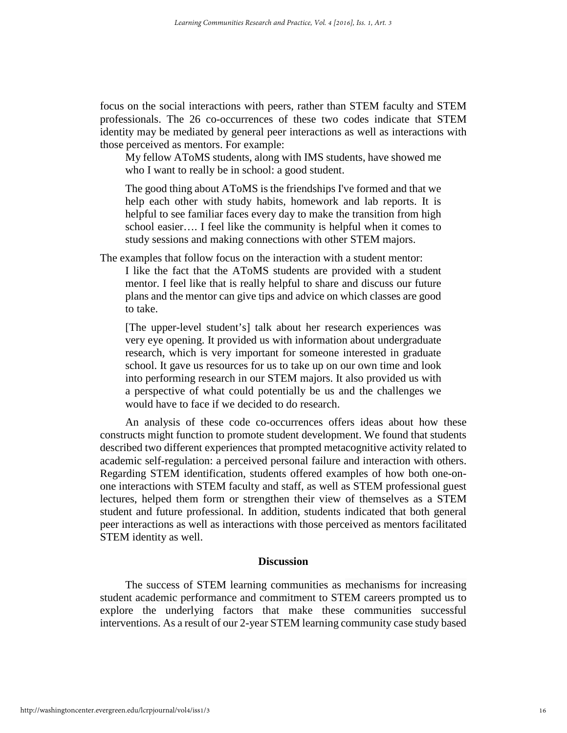focus on the social interactions with peers, rather than STEM faculty and STEM professionals. The 26 co-occurrences of these two codes indicate that STEM identity may be mediated by general peer interactions as well as interactions with those perceived as mentors. For example:

> My fellow AToMS students, along with IMS students, have showed me who I want to really be in school: a good student.
>
> The good thing about AToMS is the friendships I've formed and that we help each other with study habits, homework and lab reports. It is helpful to see familiar faces every day to make the transition from high school easier…. I feel like the community is helpful when it comes to study sessions and making connections with other STEM majors.

The examples that follow focus on the interaction with a student mentor:

> I like the fact that the AToMS students are provided with a student mentor. I feel like that is really helpful to share and discuss our future plans and the mentor can give tips and advice on which classes are good to take.
>
> [The upper-level student's] talk about her research experiences was very eye opening. It provided us with information about undergraduate research, which is very important for someone interested in graduate school. It gave us resources for us to take up on our own time and look into performing research in our STEM majors. It also provided us with a perspective of what could potentially be us and the challenges we would have to face if we decided to do research.

An analysis of these code co-occurrences offers ideas about how these constructs might function to promote student development. We found that students described two different experiences that prompted metacognitive activity related to academic self-regulation: a perceived personal failure and interaction with others. Regarding STEM identification, students offered examples of how both one-on-one interactions with STEM faculty and staff, as well as STEM professional guest lectures, helped them form or strengthen their view of themselves as a STEM student and future professional. In addition, students indicated that both general peer interactions as well as interactions with those perceived as mentors facilitated STEM identity as well.

## Discussion

The success of STEM learning communities as mechanisms for increasing student academic performance and commitment to STEM careers prompted us to explore the underlying factors that make these communities successful interventions. As a result of our 2-year STEM learning community case study based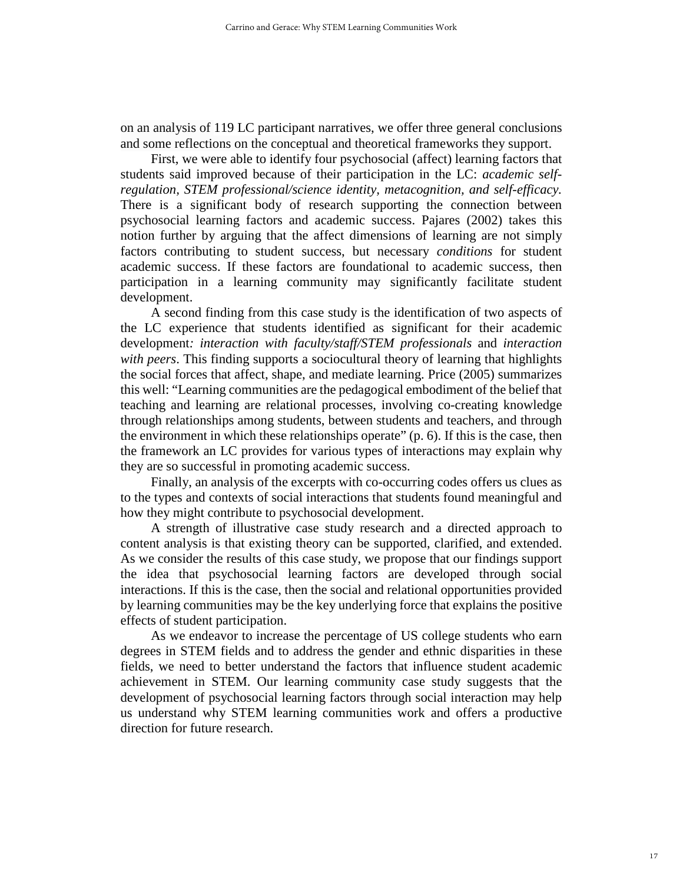on an analysis of 119 LC participant narratives, we offer three general conclusions and some reflections on the conceptual and theoretical frameworks they support.

First, we were able to identify four psychosocial (affect) learning factors that students said improved because of their participation in the LC: *academic self-regulation, STEM professional/science identity, metacognition, and self-efficacy.* There is a significant body of research supporting the connection between psychosocial learning factors and academic success. Pajares (2002) takes this notion further by arguing that the affect dimensions of learning are not simply factors contributing to student success, but necessary *conditions* for student academic success. If these factors are foundational to academic success, then participation in a learning community may significantly facilitate student development.

A second finding from this case study is the identification of two aspects of the LC experience that students identified as significant for their academic development*: interaction with faculty/staff/STEM professionals* and *interaction with peers*. This finding supports a sociocultural theory of learning that highlights the social forces that affect, shape, and mediate learning. Price (2005) summarizes this well: "Learning communities are the pedagogical embodiment of the belief that teaching and learning are relational processes, involving co-creating knowledge through relationships among students, between students and teachers, and through the environment in which these relationships operate" (p. 6). If this is the case, then the framework an LC provides for various types of interactions may explain why they are so successful in promoting academic success.

Finally, an analysis of the excerpts with co-occurring codes offers us clues as to the types and contexts of social interactions that students found meaningful and how they might contribute to psychosocial development.

A strength of illustrative case study research and a directed approach to content analysis is that existing theory can be supported, clarified, and extended. As we consider the results of this case study, we propose that our findings support the idea that psychosocial learning factors are developed through social interactions. If this is the case, then the social and relational opportunities provided by learning communities may be the key underlying force that explains the positive effects of student participation.

As we endeavor to increase the percentage of US college students who earn degrees in STEM fields and to address the gender and ethnic disparities in these fields, we need to better understand the factors that influence student academic achievement in STEM. Our learning community case study suggests that the development of psychosocial learning factors through social interaction may help us understand why STEM learning communities work and offers a productive direction for future research.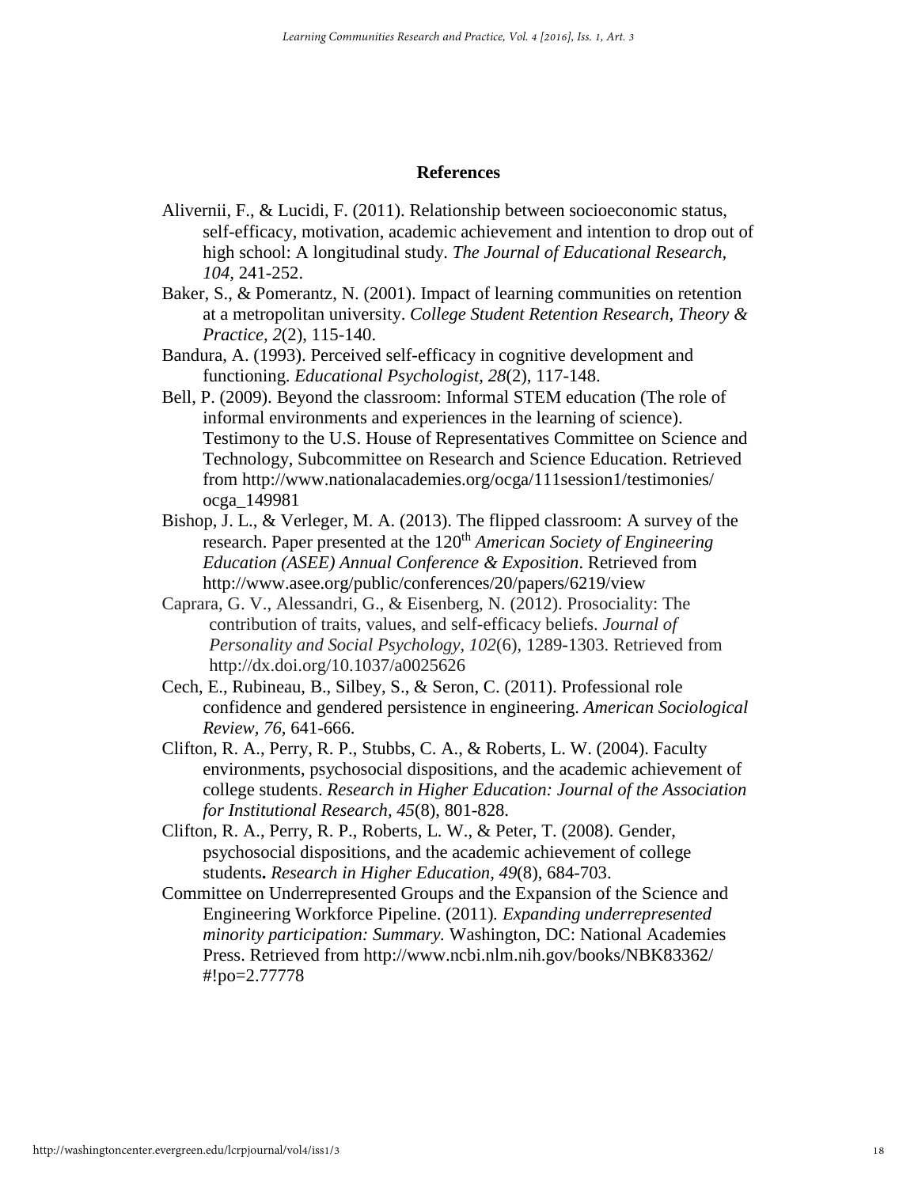## References

Alivernii, F., & Lucidi, F. (2011). Relationship between socioeconomic status, self-efficacy, motivation, academic achievement and intention to drop out of high school: A longitudinal study. *The Journal of Educational Research, 104,* 241-252.

Baker, S., & Pomerantz, N. (2001). Impact of learning communities on retention at a metropolitan university. *College Student Retention Research, Theory & Practice, 2*(2), 115-140.

Bandura, A. (1993). Perceived self-efficacy in cognitive development and functioning. *Educational Psychologist, 28*(2), 117-148.

Bell, P. (2009). Beyond the classroom: Informal STEM education (The role of informal environments and experiences in the learning of science). Testimony to the U.S. House of Representatives Committee on Science and Technology, Subcommittee on Research and Science Education. Retrieved from http://www.nationalacademies.org/ocga/111session1/testimonies/ocga_149981

Bishop, J. L., & Verleger, M. A. (2013). The flipped classroom: A survey of the research. Paper presented at the 120th *American Society of Engineering Education (ASEE) Annual Conference & Exposition*. Retrieved from http://www.asee.org/public/conferences/20/papers/6219/view

Caprara, G. V., Alessandri, G., & Eisenberg, N. (2012). Prosociality: The contribution of traits, values, and self-efficacy beliefs. *Journal of Personality and Social Psychology, 102*(6), 1289-1303. Retrieved from http://dx.doi.org/10.1037/a0025626

Cech, E., Rubineau, B., Silbey, S., & Seron, C. (2011). Professional role confidence and gendered persistence in engineering. *American Sociological Review, 76,* 641-666.

Clifton, R. A., Perry, R. P., Stubbs, C. A., & Roberts, L. W. (2004). Faculty environments, psychosocial dispositions, and the academic achievement of college students. *Research in Higher Education: Journal of the Association for Institutional Research, 45*(8), 801-828.

Clifton, R. A., Perry, R. P., Roberts, L. W., & Peter, T. (2008). Gender, psychosocial dispositions, and the academic achievement of college students**.** *Research in Higher Education, 49*(8), 684-703.

Committee on Underrepresented Groups and the Expansion of the Science and Engineering Workforce Pipeline. (2011). *Expanding underrepresented minority participation: Summary.* Washington, DC: National Academies Press. Retrieved from http://www.ncbi.nlm.nih.gov/books/NBK83362/#!po=2.77778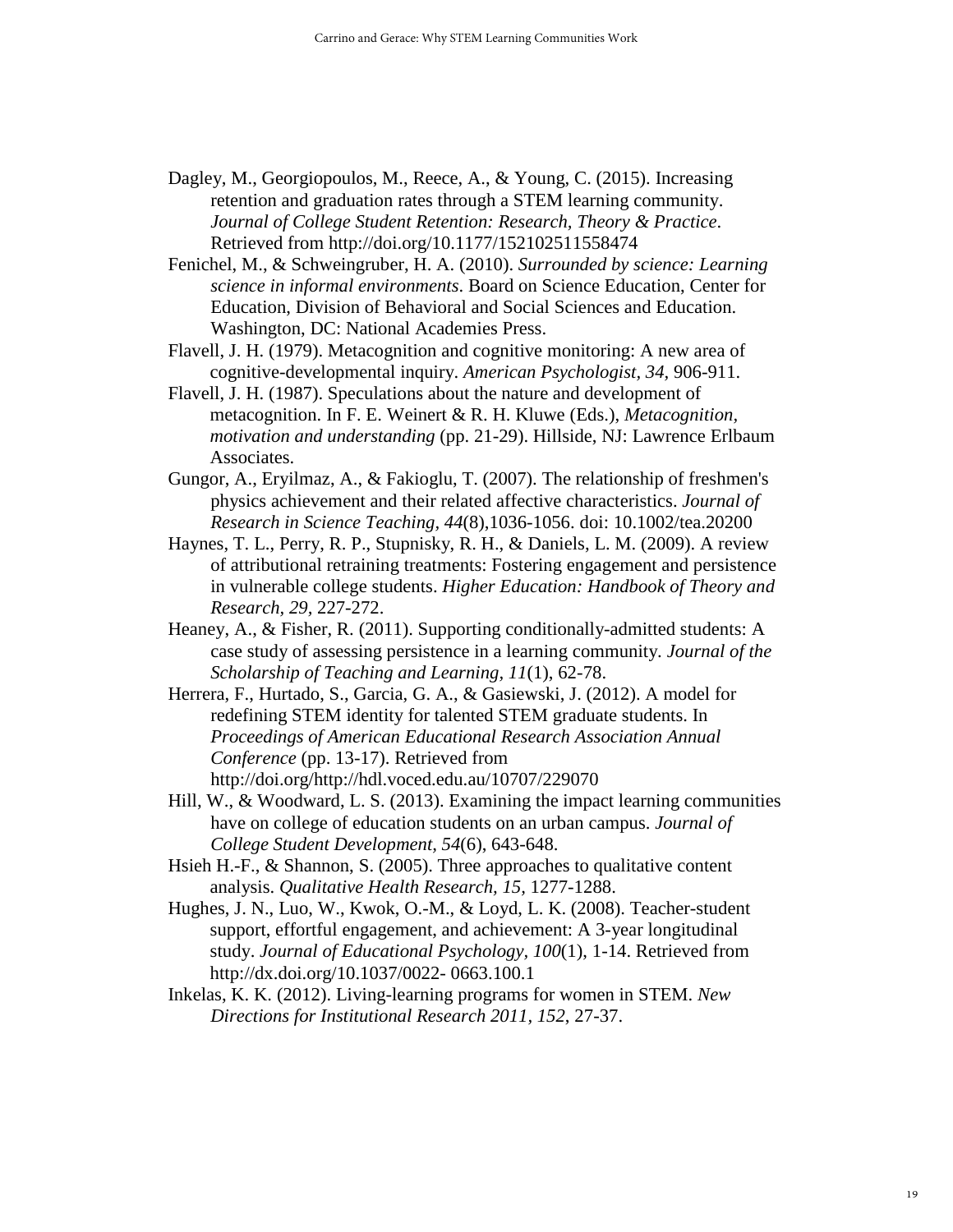Dagley, M., Georgiopoulos, M., Reece, A., & Young, C. (2015). Increasing retention and graduation rates through a STEM learning community. *Journal of College Student Retention: Research, Theory & Practice*. Retrieved from http://doi.org/10.1177/152102511558474

Fenichel, M., & Schweingruber, H. A. (2010). *Surrounded by science: Learning science in informal environments*. Board on Science Education, Center for Education, Division of Behavioral and Social Sciences and Education. Washington, DC: National Academies Press.

Flavell, J. H. (1979). Metacognition and cognitive monitoring: A new area of cognitive-developmental inquiry. *American Psychologist, 34*, 906-911.

Flavell, J. H. (1987). Speculations about the nature and development of metacognition. In F. E. Weinert & R. H. Kluwe (Eds.), *Metacognition, motivation and understanding* (pp. 21-29). Hillside, NJ: Lawrence Erlbaum Associates.

Gungor, A., Eryilmaz, A., & Fakioglu, T. (2007). The relationship of freshmen's physics achievement and their related affective characteristics. *Journal of Research in Science Teaching, 44*(8),1036-1056. doi: 10.1002/tea.20200

Haynes, T. L., Perry, R. P., Stupnisky, R. H., & Daniels, L. M. (2009). A review of attributional retraining treatments: Fostering engagement and persistence in vulnerable college students. *Higher Education: Handbook of Theory and Research, 29*, 227-272.

Heaney, A., & Fisher, R. (2011). Supporting conditionally-admitted students: A case study of assessing persistence in a learning community. *Journal of the Scholarship of Teaching and Learning, 11*(1), 62-78.

Herrera, F., Hurtado, S., Garcia, G. A., & Gasiewski, J. (2012). A model for redefining STEM identity for talented STEM graduate students. In *Proceedings of American Educational Research Association Annual Conference* (pp. 13-17). Retrieved from http://doi.org/http://hdl.voced.edu.au/10707/229070

Hill, W., & Woodward, L. S. (2013). Examining the impact learning communities have on college of education students on an urban campus. *Journal of College Student Development, 54*(6), 643-648.

Hsieh H.-F., & Shannon, S. (2005). Three approaches to qualitative content analysis. *Qualitative Health Research, 15*, 1277-1288.

Hughes, J. N., Luo, W., Kwok, O.-M., & Loyd, L. K. (2008). Teacher-student support, effortful engagement, and achievement: A 3-year longitudinal study. *Journal of Educational Psychology, 100*(1), 1-14. Retrieved from http://dx.doi.org/10.1037/0022- 0663.100.1

Inkelas, K. K. (2012). Living-learning programs for women in STEM. *New Directions for Institutional Research 2011, 152*, 27-37.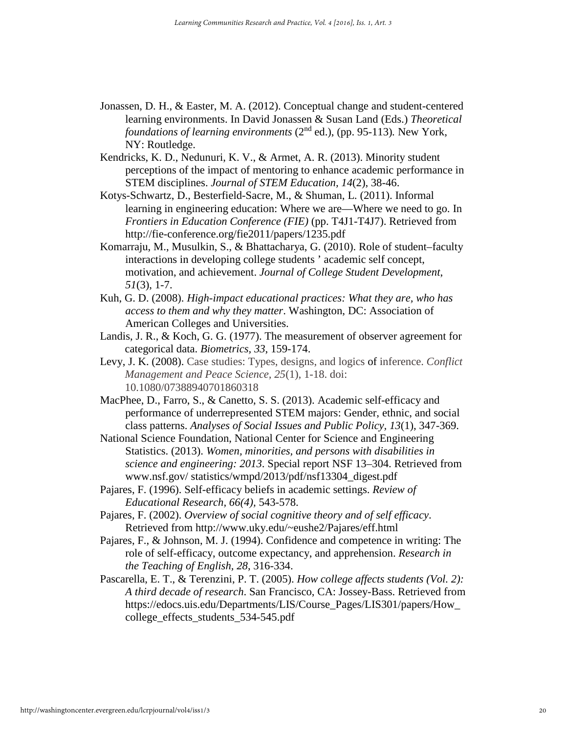Jonassen, D. H., & Easter, M. A. (2012). Conceptual change and student-centered learning environments. In David Jonassen & Susan Land (Eds.) *Theoretical foundations of learning environments* (2nd ed.), (pp. 95-113). New York, NY: Routledge.

Kendricks, K. D., Nedunuri, K. V., & Armet, A. R. (2013). Minority student perceptions of the impact of mentoring to enhance academic performance in STEM disciplines. *Journal of STEM Education, 14*(2), 38-46.

Kotys-Schwartz, D., Besterfield-Sacre, M., & Shuman, L. (2011). Informal learning in engineering education: Where we are—Where we need to go. In *Frontiers in Education Conference (FIE)* (pp. T4J1-T4J7). Retrieved from http://fie-conference.org/fie2011/papers/1235.pdf

Komarraju, M., Musulkin, S., & Bhattacharya, G. (2010). Role of student–faculty interactions in developing college students ' academic self concept, motivation, and achievement. *Journal of College Student Development*, *51*(3), 1-7.

Kuh, G. D. (2008). *High-impact educational practices: What they are, who has access to them and why they matter*. Washington, DC: Association of American Colleges and Universities.

Landis, J. R., & Koch, G. G. (1977). The measurement of observer agreement for categorical data. *Biometrics, 33*, 159-174.

Levy, J. K. (2008). Case studies: Types, designs, and logics of inference. *Conflict Management and Peace Science, 25*(1), 1-18. doi: 10.1080/07388940701860318

MacPhee, D., Farro, S., & Canetto, S. S. (2013). Academic self-efficacy and performance of underrepresented STEM majors: Gender, ethnic, and social class patterns. *Analyses of Social Issues and Public Policy, 13*(1), 347-369.

National Science Foundation, National Center for Science and Engineering Statistics. (2013). *Women, minorities, and persons with disabilities in science and engineering: 2013*. Special report NSF 13–304. Retrieved from www.nsf.gov/ statistics/wmpd/2013/pdf/nsf13304_digest.pdf

Pajares, F. (1996). Self-efficacy beliefs in academic settings. *Review of Educational Research, 66(4),* 543-578.

Pajares, F. (2002). *Overview of social cognitive theory and of self efficacy*. Retrieved from http://www.uky.edu/~eushe2/Pajares/eff.html

Pajares, F., & Johnson, M. J. (1994). Confidence and competence in writing: The role of self-efficacy, outcome expectancy, and apprehension. *Research in the Teaching of English, 28*, 316-334.

Pascarella, E. T., & Terenzini, P. T. (2005). *How college affects students (Vol. 2): A third decade of research*. San Francisco, CA: Jossey-Bass. Retrieved from https://edocs.uis.edu/Departments/LIS/Course_Pages/LIS301/papers/How_college_effects_students_534-545.pdf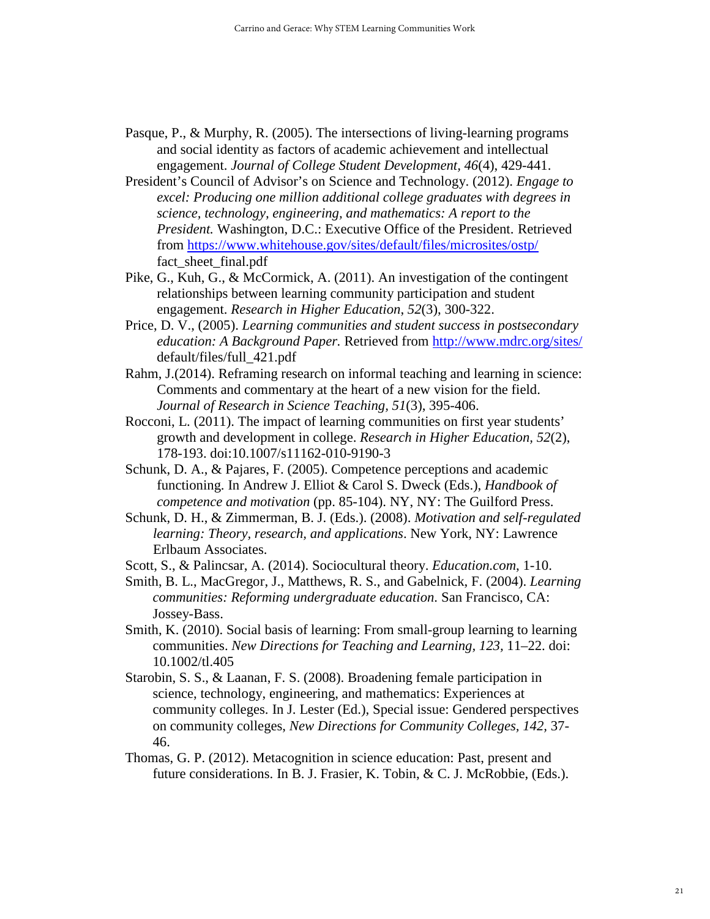Pasque, P., & Murphy, R. (2005). The intersections of living-learning programs and social identity as factors of academic achievement and intellectual engagement. *Journal of College Student Development*, *46*(4), 429-441.

President's Council of Advisor's on Science and Technology. (2012). *Engage to excel: Producing one million additional college graduates with degrees in science, technology, engineering, and mathematics: A report to the President.* Washington, D.C.: Executive Office of the President. Retrieved from https://www.whitehouse.gov/sites/default/files/microsites/ostp/fact_sheet_final.pdf

Pike, G., Kuh, G., & McCormick, A. (2011). An investigation of the contingent relationships between learning community participation and student engagement. *Research in Higher Education*, *52*(3), 300-322.

Price, D. V., (2005). *Learning communities and student success in postsecondary education: A Background Paper.* Retrieved from http://www.mdrc.org/sites/default/files/full_421.pdf

Rahm, J.(2014). Reframing research on informal teaching and learning in science: Comments and commentary at the heart of a new vision for the field. *Journal of Research in Science Teaching*, *51*(3), 395-406.

Rocconi, L. (2011). The impact of learning communities on first year students' growth and development in college. *Research in Higher Education*, *52*(2), 178-193. doi:10.1007/s11162-010-9190-3

Schunk, D. A., & Pajares, F. (2005). Competence perceptions and academic functioning. In Andrew J. Elliot & Carol S. Dweck (Eds.), *Handbook of competence and motivation* (pp. 85-104). NY, NY: The Guilford Press.

Schunk, D. H., & Zimmerman, B. J. (Eds.). (2008). *Motivation and self-regulated learning: Theory, research, and applications*. New York, NY: Lawrence Erlbaum Associates.

Scott, S., & Palincsar, A. (2014). Sociocultural theory. *Education.com*, 1-10.

Smith, B. L., MacGregor, J., Matthews, R. S., and Gabelnick, F. (2004). *Learning communities: Reforming undergraduate education.* San Francisco, CA: Jossey-Bass.

Smith, K. (2010). Social basis of learning: From small-group learning to learning communities. *New Directions for Teaching and Learning*, *123,* 11–22. doi: 10.1002/tl.405

Starobin, S. S., & Laanan, F. S. (2008). Broadening female participation in science, technology, engineering, and mathematics: Experiences at community colleges. In J. Lester (Ed.), Special issue: Gendered perspectives on community colleges, *New Directions for Community Colleges*, *142,* 37-46.

Thomas, G. P. (2012). Metacognition in science education: Past, present and future considerations. In B. J. Frasier, K. Tobin, & C. J. McRobbie, (Eds.).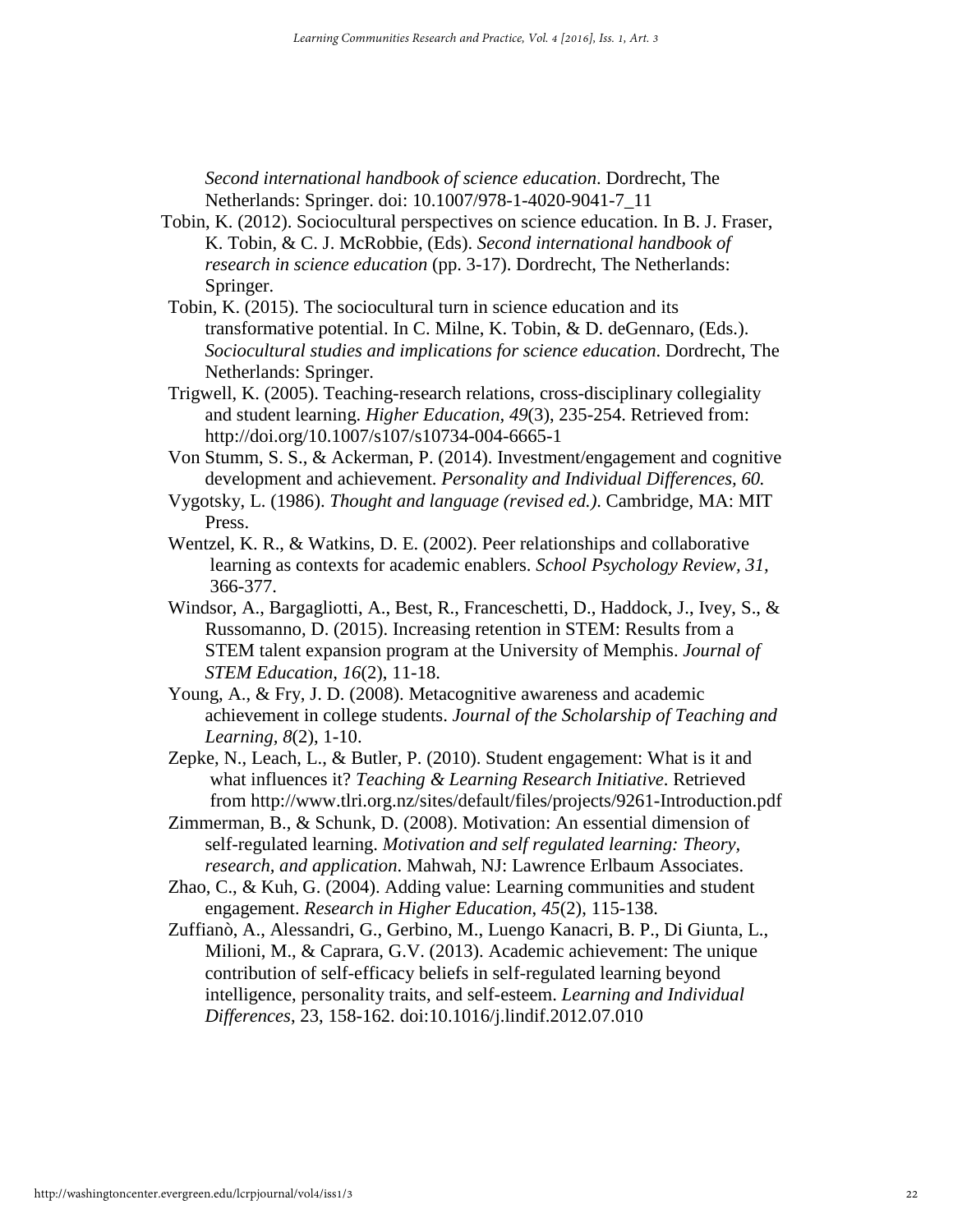*Second international handbook of science education*. Dordrecht, The Netherlands: Springer. doi: 10.1007/978-1-4020-9041-7_11

Tobin, K. (2012). Sociocultural perspectives on science education. In B. J. Fraser, K. Tobin, & C. J. McRobbie, (Eds). *Second international handbook of research in science education* (pp. 3-17). Dordrecht, The Netherlands: Springer.

Tobin, K. (2015). The sociocultural turn in science education and its transformative potential. In C. Milne, K. Tobin, & D. deGennaro, (Eds.). *Sociocultural studies and implications for science education*. Dordrecht, The Netherlands: Springer.

Trigwell, K. (2005). Teaching-research relations, cross-disciplinary collegiality and student learning. *Higher Education*, *49*(3), 235-254. Retrieved from: http://doi.org/10.1007/s107/s10734-004-6665-1

Von Stumm, S. S., & Ackerman, P. (2014). Investment/engagement and cognitive development and achievement. *Personality and Individual Differences, 60.*

Vygotsky, L. (1986). *Thought and language (revised ed.)*. Cambridge, MA: MIT Press.

Wentzel, K. R., & Watkins, D. E. (2002). Peer relationships and collaborative learning as contexts for academic enablers. *School Psychology Review, 31,* 366-377.

Windsor, A., Bargagliotti, A., Best, R., Franceschetti, D., Haddock, J., Ivey, S., & Russomanno, D. (2015). Increasing retention in STEM: Results from a STEM talent expansion program at the University of Memphis. *Journal of STEM Education, 16*(2), 11-18.

Young, A., & Fry, J. D. (2008). Metacognitive awareness and academic achievement in college students. *Journal of the Scholarship of Teaching and Learning, 8*(2), 1-10.

Zepke, N., Leach, L., & Butler, P. (2010). Student engagement: What is it and what influences it? *Teaching & Learning Research Initiative*. Retrieved from http://www.tlri.org.nz/sites/default/files/projects/9261-Introduction.pdf

Zimmerman, B., & Schunk, D. (2008). Motivation: An essential dimension of self-regulated learning. *Motivation and self regulated learning: Theory, research, and application*. Mahwah, NJ: Lawrence Erlbaum Associates.

Zhao, C., & Kuh, G. (2004). Adding value: Learning communities and student engagement. *Research in Higher Education*, *45*(2), 115-138.

Zuffianò, A., Alessandri, G., Gerbino, M., Luengo Kanacri, B. P., Di Giunta, L., Milioni, M., & Caprara, G.V. (2013). Academic achievement: The unique contribution of self-efficacy beliefs in self-regulated learning beyond intelligence, personality traits, and self-esteem. *Learning and Individual Differences*, 23, 158-162. doi:10.1016/j.lindif.2012.07.010